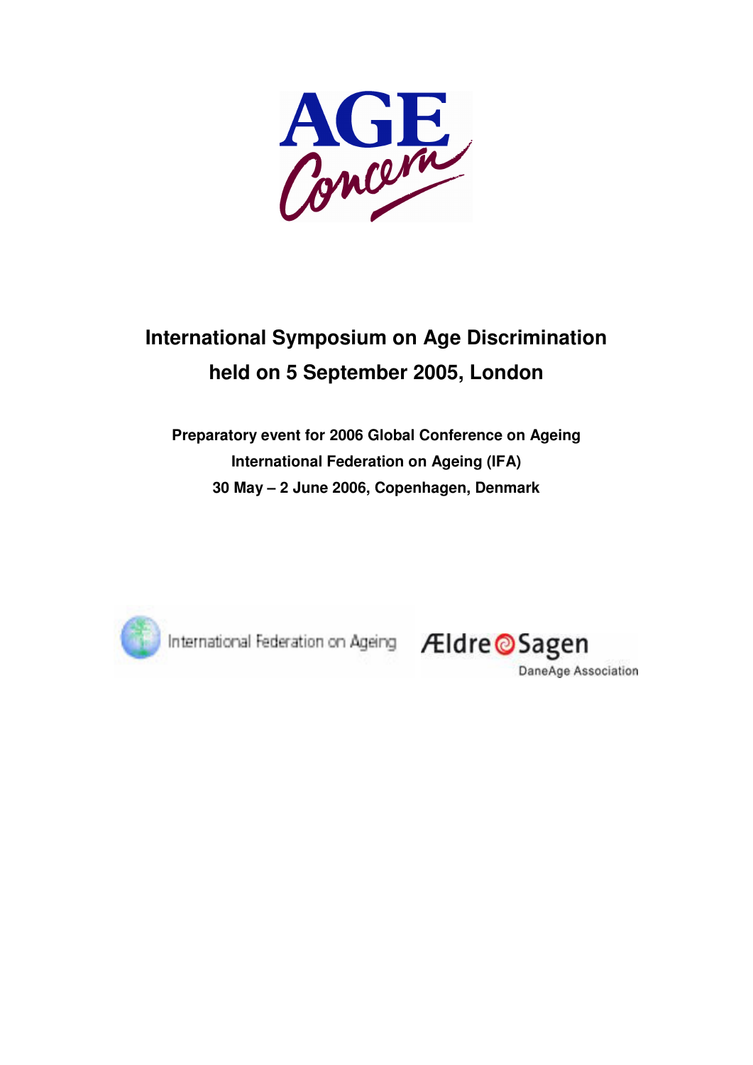AGE Concern

# International Symposium on Age Discrimination held on 5 September 2005, London

**Preparatory event for 2006 Global Conference on Ageing**
**International Federation on Ageing (IFA)**
**30 May – 2 June 2006, Copenhagen, Denmark**

International Federation on Ageing

Ældre Sagen
DaneAge Association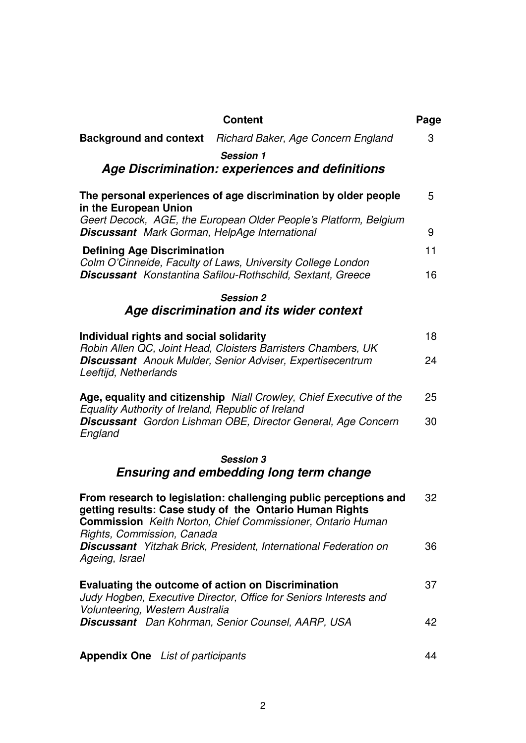| Content | | Page |
|---|---|---|
| **Background and context** | *Richard Baker, Age Concern England* | 3 |

### *Session 1*
## *Age Discrimination: experiences and definitions*

| | |
|---|---|
| **The personal experiences of age discrimination by older people in the European Union** *Geert Decock, AGE, the European Older People's Platform, Belgium* | 5 |
| ***Discussant*** *Mark Gorman, HelpAge International* | 9 |
| **Defining Age Discrimination** *Colm O'Cinneide, Faculty of Laws, University College London* | 11 |
| ***Discussant*** *Konstantina Safilou-Rothschild, Sextant, Greece* | 16 |

### *Session 2*
## *Age discrimination and its wider context*

| | |
|---|---|
| **Individual rights and social solidarity** *Robin Allen QC, Joint Head, Cloisters Barristers Chambers, UK* | 18 |
| ***Discussant*** *Anouk Mulder, Senior Adviser, Expertisecentrum Leeftijd, Netherlands* | 24 |
| **Age, equality and citizenship** *Niall Crowley, Chief Executive of the Equality Authority of Ireland, Republic of Ireland* | 25 |
| ***Discussant*** *Gordon Lishman OBE, Director General, Age Concern England* | 30 |

### *Session 3*
## *Ensuring and embedding long term change*

| | |
|---|---|
| **From research to legislation: challenging public perceptions and getting results: Case study of the Ontario Human Rights Commission** *Keith Norton, Chief Commissioner, Ontario Human Rights, Commission, Canada* | 32 |
| ***Discussant*** *Yitzhak Brick, President, International Federation on Ageing, Israel* | 36 |
| **Evaluating the outcome of action on Discrimination** *Judy Hogben, Executive Director, Office for Seniors Interests and Volunteering, Western Australia* | 37 |
| ***Discussant*** *Dan Kohrman, Senior Counsel, AARP, USA* | 42 |
| **Appendix One** *List of participants* | 44 |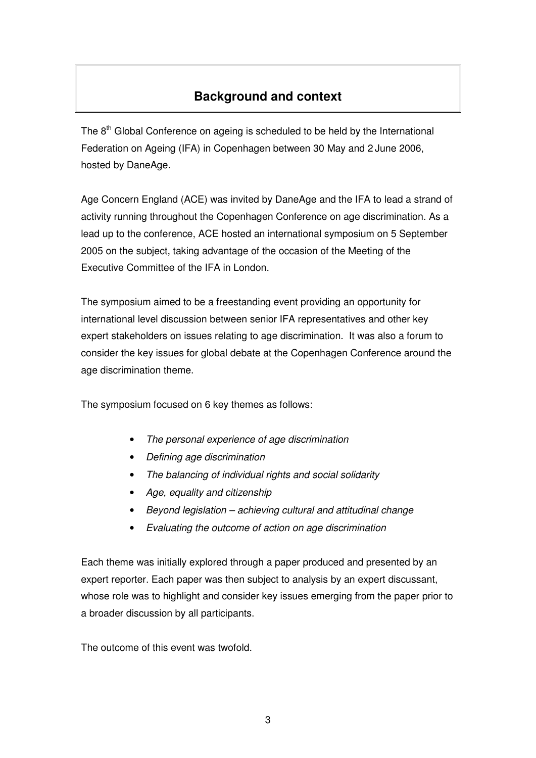## Background and context

The 8th Global Conference on ageing is scheduled to be held by the International Federation on Ageing (IFA) in Copenhagen between 30 May and 2 June 2006, hosted by DaneAge.

Age Concern England (ACE) was invited by DaneAge and the IFA to lead a strand of activity running throughout the Copenhagen Conference on age discrimination. As a lead up to the conference, ACE hosted an international symposium on 5 September 2005 on the subject, taking advantage of the occasion of the Meeting of the Executive Committee of the IFA in London.

The symposium aimed to be a freestanding event providing an opportunity for international level discussion between senior IFA representatives and other key expert stakeholders on issues relating to age discrimination. It was also a forum to consider the key issues for global debate at the Copenhagen Conference around the age discrimination theme.

The symposium focused on 6 key themes as follows:

- *The personal experience of age discrimination*
- *Defining age discrimination*
- *The balancing of individual rights and social solidarity*
- *Age, equality and citizenship*
- *Beyond legislation – achieving cultural and attitudinal change*
- *Evaluating the outcome of action on age discrimination*

Each theme was initially explored through a paper produced and presented by an expert reporter. Each paper was then subject to analysis by an expert discussant, whose role was to highlight and consider key issues emerging from the paper prior to a broader discussion by all participants.

The outcome of this event was twofold.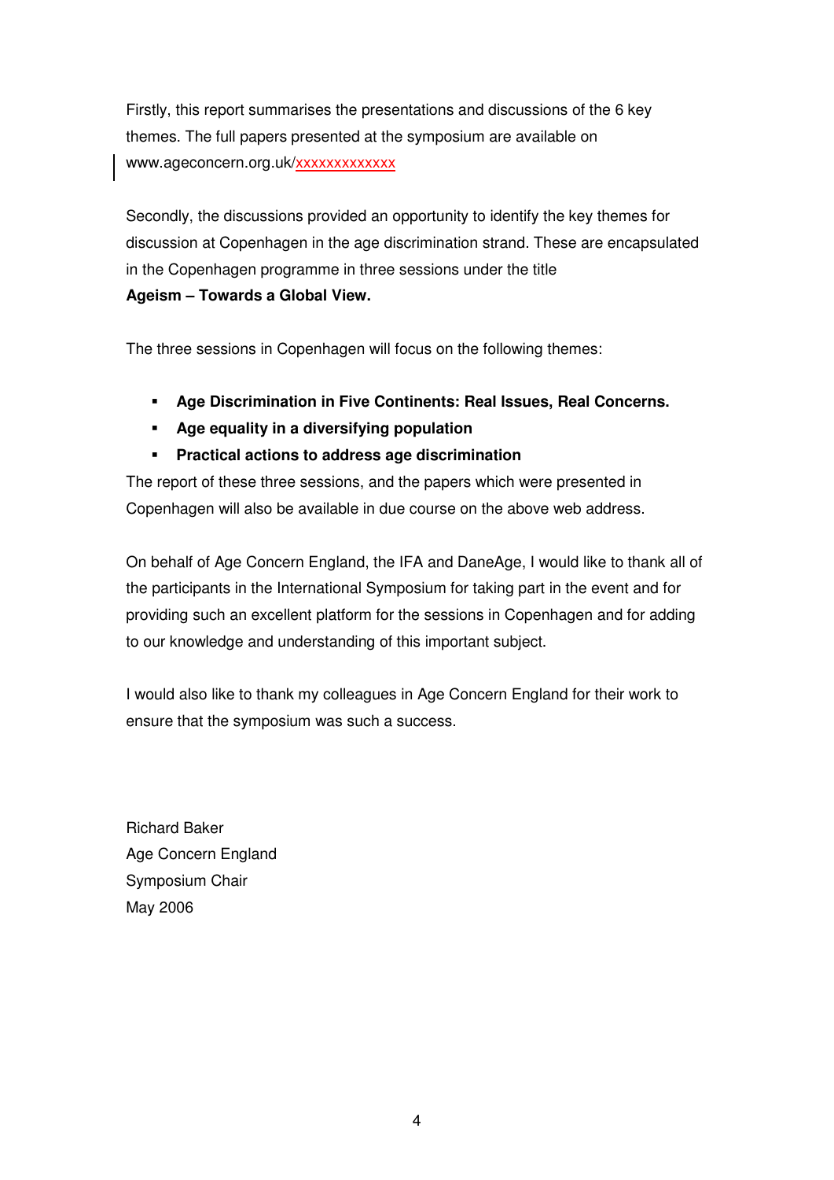Firstly, this report summarises the presentations and discussions of the 6 key themes. The full papers presented at the symposium are available on www.ageconcern.org.uk/xxxxxxxxxxxxx

Secondly, the discussions provided an opportunity to identify the key themes for discussion at Copenhagen in the age discrimination strand. These are encapsulated in the Copenhagen programme in three sessions under the title
**Ageism – Towards a Global View.**

The three sessions in Copenhagen will focus on the following themes:

- **Age Discrimination in Five Continents: Real Issues, Real Concerns.**
- **Age equality in a diversifying population**
- **Practical actions to address age discrimination**

The report of these three sessions, and the papers which were presented in Copenhagen will also be available in due course on the above web address.

On behalf of Age Concern England, the IFA and DaneAge, I would like to thank all of the participants in the International Symposium for taking part in the event and for providing such an excellent platform for the sessions in Copenhagen and for adding to our knowledge and understanding of this important subject.

I would also like to thank my colleagues in Age Concern England for their work to ensure that the symposium was such a success.

Richard Baker
Age Concern England
Symposium Chair
May 2006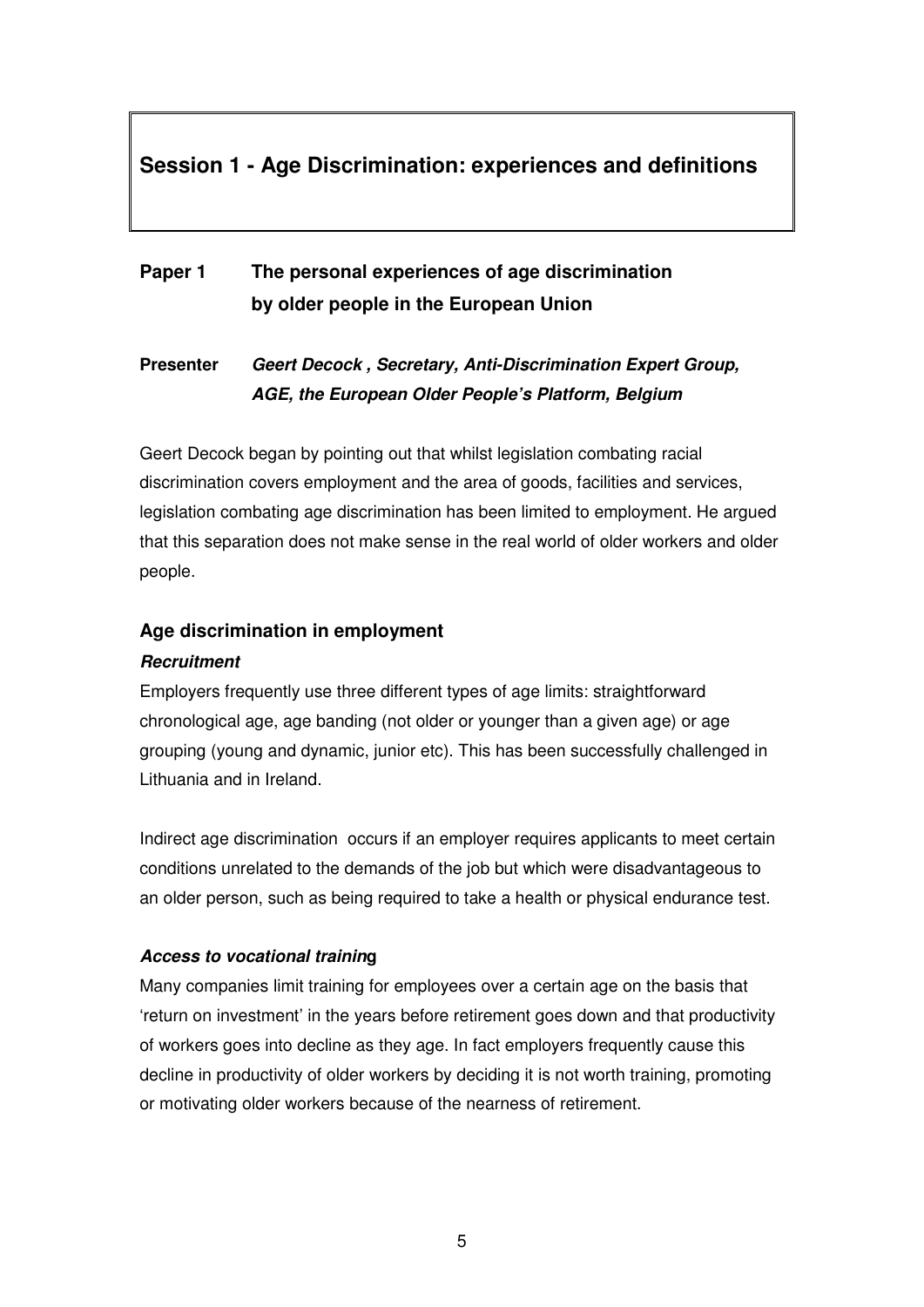# Session 1 - Age Discrimination: experiences and definitions

## Paper 1 The personal experiences of age discrimination by older people in the European Union

**Presenter** ***Geert Decock , Secretary, Anti-Discrimination Expert Group, AGE, the European Older People's Platform, Belgium***

Geert Decock began by pointing out that whilst legislation combating racial discrimination covers employment and the area of goods, facilities and services, legislation combating age discrimination has been limited to employment. He argued that this separation does not make sense in the real world of older workers and older people.

### Age discrimination in employment

#### *Recruitment*

Employers frequently use three different types of age limits: straightforward chronological age, age banding (not older or younger than a given age) or age grouping (young and dynamic, junior etc). This has been successfully challenged in Lithuania and in Ireland.

Indirect age discrimination occurs if an employer requires applicants to meet certain conditions unrelated to the demands of the job but which were disadvantageous to an older person, such as being required to take a health or physical endurance test.

#### *Access to vocational training*

Many companies limit training for employees over a certain age on the basis that 'return on investment' in the years before retirement goes down and that productivity of workers goes into decline as they age. In fact employers frequently cause this decline in productivity of older workers by deciding it is not worth training, promoting or motivating older workers because of the nearness of retirement.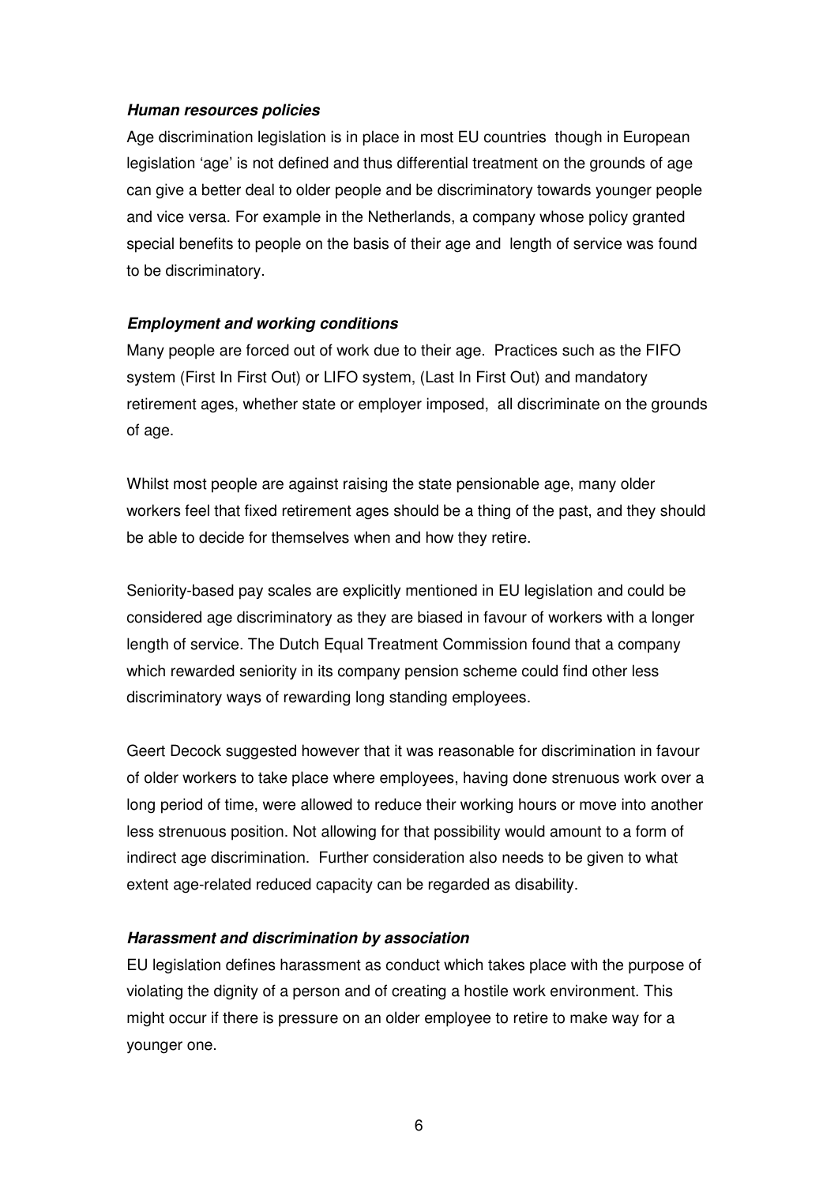***Human resources policies***

Age discrimination legislation is in place in most EU countries though in European legislation 'age' is not defined and thus differential treatment on the grounds of age can give a better deal to older people and be discriminatory towards younger people and vice versa. For example in the Netherlands, a company whose policy granted special benefits to people on the basis of their age and length of service was found to be discriminatory.

***Employment and working conditions***

Many people are forced out of work due to their age. Practices such as the FIFO system (First In First Out) or LIFO system, (Last In First Out) and mandatory retirement ages, whether state or employer imposed, all discriminate on the grounds of age.

Whilst most people are against raising the state pensionable age, many older workers feel that fixed retirement ages should be a thing of the past, and they should be able to decide for themselves when and how they retire.

Seniority-based pay scales are explicitly mentioned in EU legislation and could be considered age discriminatory as they are biased in favour of workers with a longer length of service. The Dutch Equal Treatment Commission found that a company which rewarded seniority in its company pension scheme could find other less discriminatory ways of rewarding long standing employees.

Geert Decock suggested however that it was reasonable for discrimination in favour of older workers to take place where employees, having done strenuous work over a long period of time, were allowed to reduce their working hours or move into another less strenuous position. Not allowing for that possibility would amount to a form of indirect age discrimination. Further consideration also needs to be given to what extent age-related reduced capacity can be regarded as disability.

***Harassment and discrimination by association***

EU legislation defines harassment as conduct which takes place with the purpose of violating the dignity of a person and of creating a hostile work environment. This might occur if there is pressure on an older employee to retire to make way for a younger one.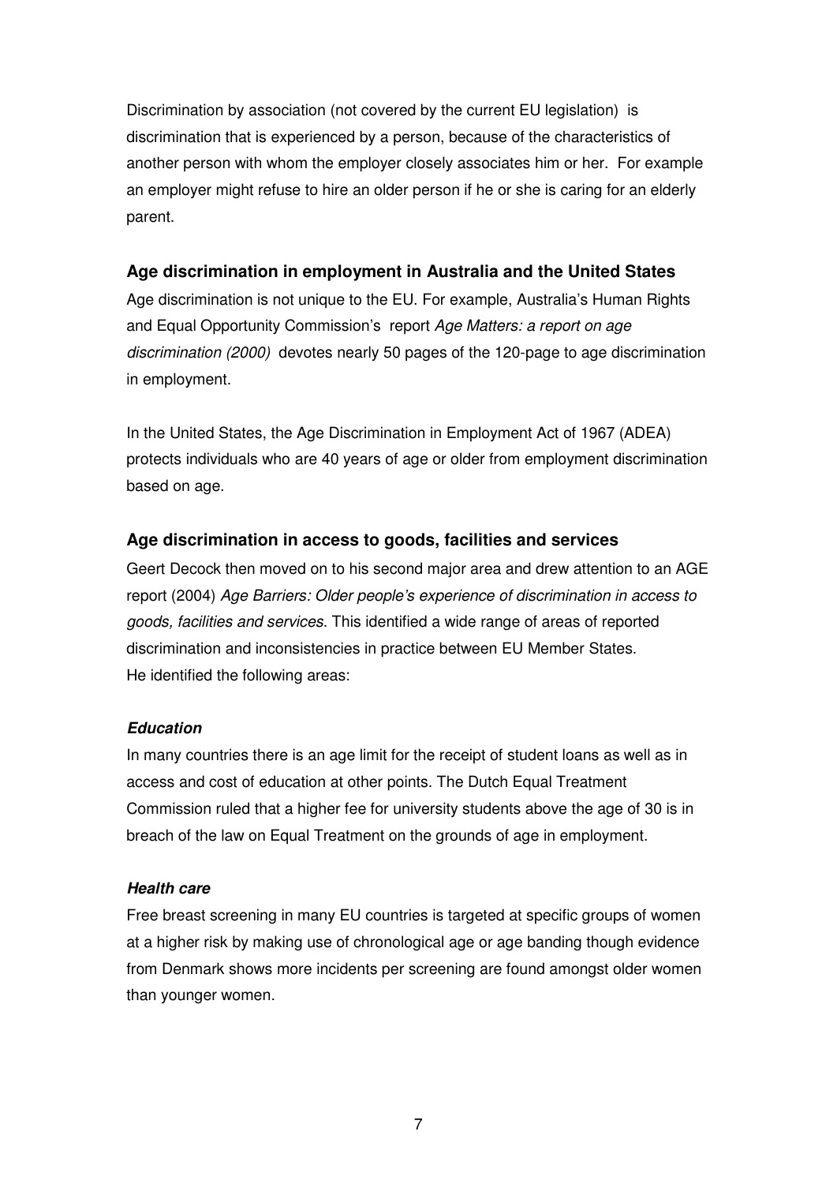Discrimination by association (not covered by the current EU legislation) is discrimination that is experienced by a person, because of the characteristics of another person with whom the employer closely associates him or her. For example an employer might refuse to hire an older person if he or she is caring for an elderly parent.

### Age discrimination in employment in Australia and the United States

Age discrimination is not unique to the EU. For example, Australia's Human Rights and Equal Opportunity Commission's report *Age Matters: a report on age discrimination (2000)* devotes nearly 50 pages of the 120-page to age discrimination in employment.

In the United States, the Age Discrimination in Employment Act of 1967 (ADEA) protects individuals who are 40 years of age or older from employment discrimination based on age.

### Age discrimination in access to goods, facilities and services

Geert Decock then moved on to his second major area and drew attention to an AGE report (2004) *Age Barriers: Older people's experience of discrimination in access to goods, facilities and services*. This identified a wide range of areas of reported discrimination and inconsistencies in practice between EU Member States.
He identified the following areas:

***Education***

In many countries there is an age limit for the receipt of student loans as well as in access and cost of education at other points. The Dutch Equal Treatment Commission ruled that a higher fee for university students above the age of 30 is in breach of the law on Equal Treatment on the grounds of age in employment.

***Health care***

Free breast screening in many EU countries is targeted at specific groups of women at a higher risk by making use of chronological age or age banding though evidence from Denmark shows more incidents per screening are found amongst older women than younger women.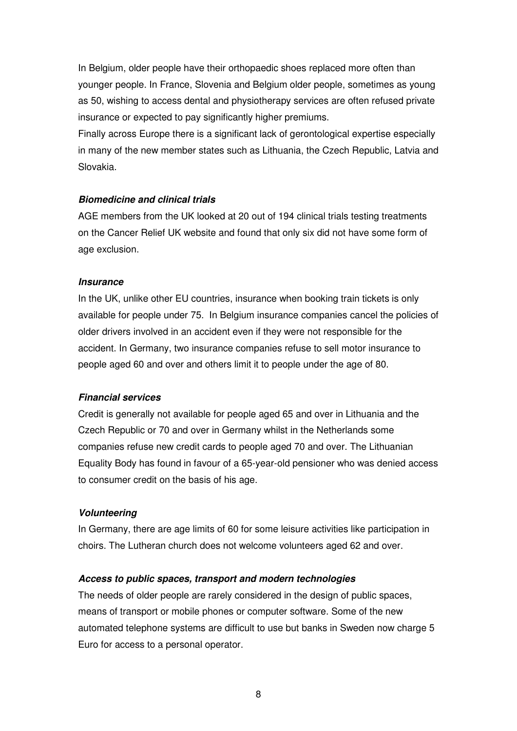In Belgium, older people have their orthopaedic shoes replaced more often than younger people. In France, Slovenia and Belgium older people, sometimes as young as 50, wishing to access dental and physiotherapy services are often refused private insurance or expected to pay significantly higher premiums.

Finally across Europe there is a significant lack of gerontological expertise especially in many of the new member states such as Lithuania, the Czech Republic, Latvia and Slovakia.

***Biomedicine and clinical trials***

AGE members from the UK looked at 20 out of 194 clinical trials testing treatments on the Cancer Relief UK website and found that only six did not have some form of age exclusion.

***Insurance***

In the UK, unlike other EU countries, insurance when booking train tickets is only available for people under 75. In Belgium insurance companies cancel the policies of older drivers involved in an accident even if they were not responsible for the accident. In Germany, two insurance companies refuse to sell motor insurance to people aged 60 and over and others limit it to people under the age of 80.

***Financial services***

Credit is generally not available for people aged 65 and over in Lithuania and the Czech Republic or 70 and over in Germany whilst in the Netherlands some companies refuse new credit cards to people aged 70 and over. The Lithuanian Equality Body has found in favour of a 65-year-old pensioner who was denied access to consumer credit on the basis of his age.

***Volunteering***

In Germany, there are age limits of 60 for some leisure activities like participation in choirs. The Lutheran church does not welcome volunteers aged 62 and over.

***Access to public spaces, transport and modern technologies***

The needs of older people are rarely considered in the design of public spaces, means of transport or mobile phones or computer software. Some of the new automated telephone systems are difficult to use but banks in Sweden now charge 5 Euro for access to a personal operator.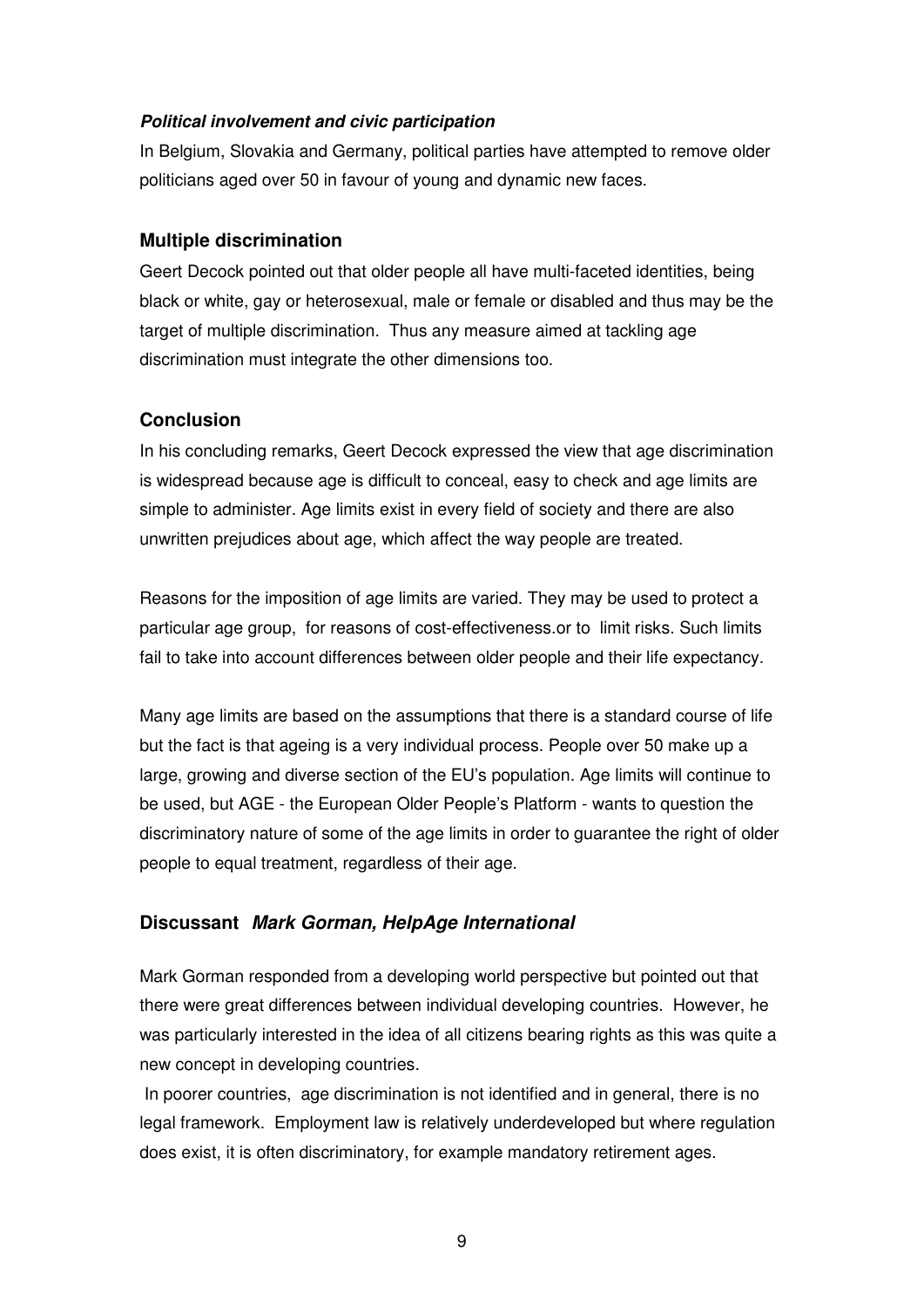***Political involvement and civic participation***

In Belgium, Slovakia and Germany, political parties have attempted to remove older politicians aged over 50 in favour of young and dynamic new faces.

## Multiple discrimination

Geert Decock pointed out that older people all have multi-faceted identities, being black or white, gay or heterosexual, male or female or disabled and thus may be the target of multiple discrimination. Thus any measure aimed at tackling age discrimination must integrate the other dimensions too.

## Conclusion

In his concluding remarks, Geert Decock expressed the view that age discrimination is widespread because age is difficult to conceal, easy to check and age limits are simple to administer. Age limits exist in every field of society and there are also unwritten prejudices about age, which affect the way people are treated.

Reasons for the imposition of age limits are varied. They may be used to protect a particular age group, for reasons of cost-effectiveness.or to limit risks. Such limits fail to take into account differences between older people and their life expectancy.

Many age limits are based on the assumptions that there is a standard course of life but the fact is that ageing is a very individual process. People over 50 make up a large, growing and diverse section of the EU's population. Age limits will continue to be used, but AGE - the European Older People's Platform - wants to question the discriminatory nature of some of the age limits in order to guarantee the right of older people to equal treatment, regardless of their age.

## Discussant *Mark Gorman, HelpAge International*

Mark Gorman responded from a developing world perspective but pointed out that there were great differences between individual developing countries. However, he was particularly interested in the idea of all citizens bearing rights as this was quite a new concept in developing countries.

In poorer countries, age discrimination is not identified and in general, there is no legal framework. Employment law is relatively underdeveloped but where regulation does exist, it is often discriminatory, for example mandatory retirement ages.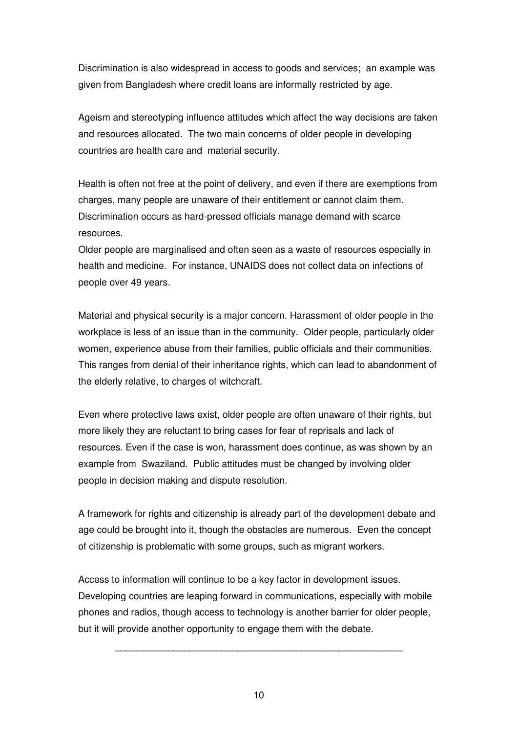Discrimination is also widespread in access to goods and services; an example was given from Bangladesh where credit loans are informally restricted by age.

Ageism and stereotyping influence attitudes which affect the way decisions are taken and resources allocated. The two main concerns of older people in developing countries are health care and material security.

Health is often not free at the point of delivery, and even if there are exemptions from charges, many people are unaware of their entitlement or cannot claim them. Discrimination occurs as hard-pressed officials manage demand with scarce resources.

Older people are marginalised and often seen as a waste of resources especially in health and medicine. For instance, UNAIDS does not collect data on infections of people over 49 years.

Material and physical security is a major concern. Harassment of older people in the workplace is less of an issue than in the community. Older people, particularly older women, experience abuse from their families, public officials and their communities. This ranges from denial of their inheritance rights, which can lead to abandonment of the elderly relative, to charges of witchcraft.

Even where protective laws exist, older people are often unaware of their rights, but more likely they are reluctant to bring cases for fear of reprisals and lack of resources. Even if the case is won, harassment does continue, as was shown by an example from Swaziland. Public attitudes must be changed by involving older people in decision making and dispute resolution.

A framework for rights and citizenship is already part of the development debate and age could be brought into it, though the obstacles are numerous. Even the concept of citizenship is problematic with some groups, such as migrant workers.

Access to information will continue to be a key factor in development issues. Developing countries are leaping forward in communications, especially with mobile phones and radios, though access to technology is another barrier for older people, but it will provide another opportunity to engage them with the debate.

---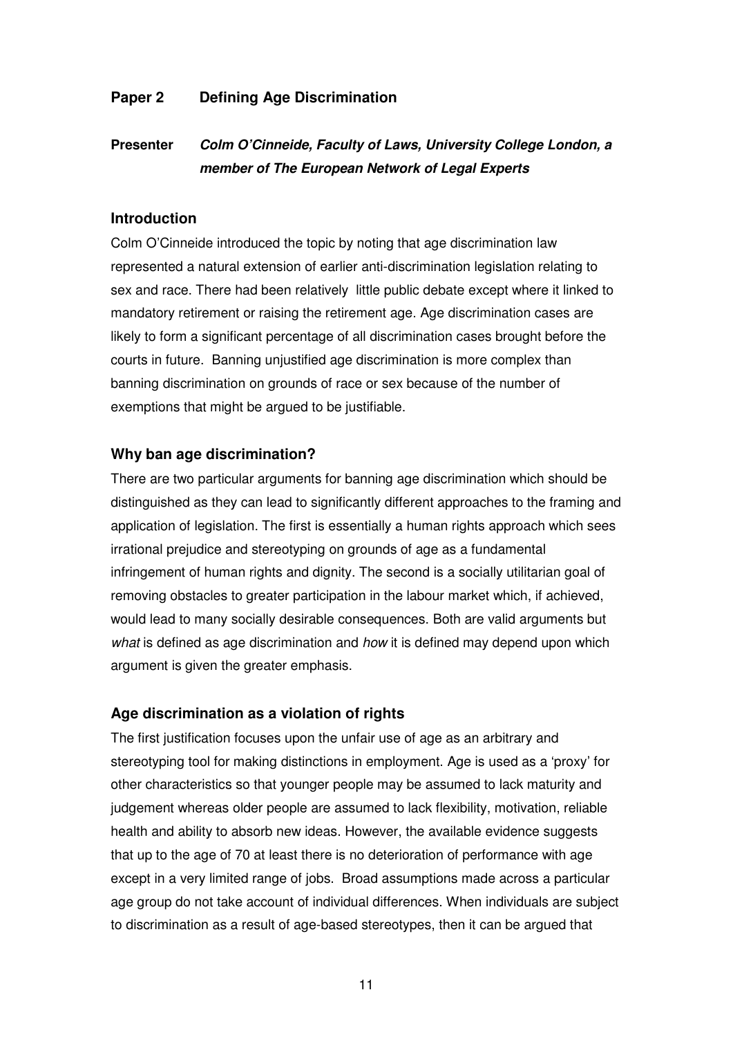## Paper 2 Defining Age Discrimination

**Presenter** ***Colm O'Cinneide, Faculty of Laws, University College London, a member of The European Network of Legal Experts***

### Introduction

Colm O'Cinneide introduced the topic by noting that age discrimination law represented a natural extension of earlier anti-discrimination legislation relating to sex and race. There had been relatively little public debate except where it linked to mandatory retirement or raising the retirement age. Age discrimination cases are likely to form a significant percentage of all discrimination cases brought before the courts in future. Banning unjustified age discrimination is more complex than banning discrimination on grounds of race or sex because of the number of exemptions that might be argued to be justifiable.

### Why ban age discrimination?

There are two particular arguments for banning age discrimination which should be distinguished as they can lead to significantly different approaches to the framing and application of legislation. The first is essentially a human rights approach which sees irrational prejudice and stereotyping on grounds of age as a fundamental infringement of human rights and dignity. The second is a socially utilitarian goal of removing obstacles to greater participation in the labour market which, if achieved, would lead to many socially desirable consequences. Both are valid arguments but *what* is defined as age discrimination and *how* it is defined may depend upon which argument is given the greater emphasis.

### Age discrimination as a violation of rights

The first justification focuses upon the unfair use of age as an arbitrary and stereotyping tool for making distinctions in employment. Age is used as a 'proxy' for other characteristics so that younger people may be assumed to lack maturity and judgement whereas older people are assumed to lack flexibility, motivation, reliable health and ability to absorb new ideas. However, the available evidence suggests that up to the age of 70 at least there is no deterioration of performance with age except in a very limited range of jobs. Broad assumptions made across a particular age group do not take account of individual differences. When individuals are subject to discrimination as a result of age-based stereotypes, then it can be argued that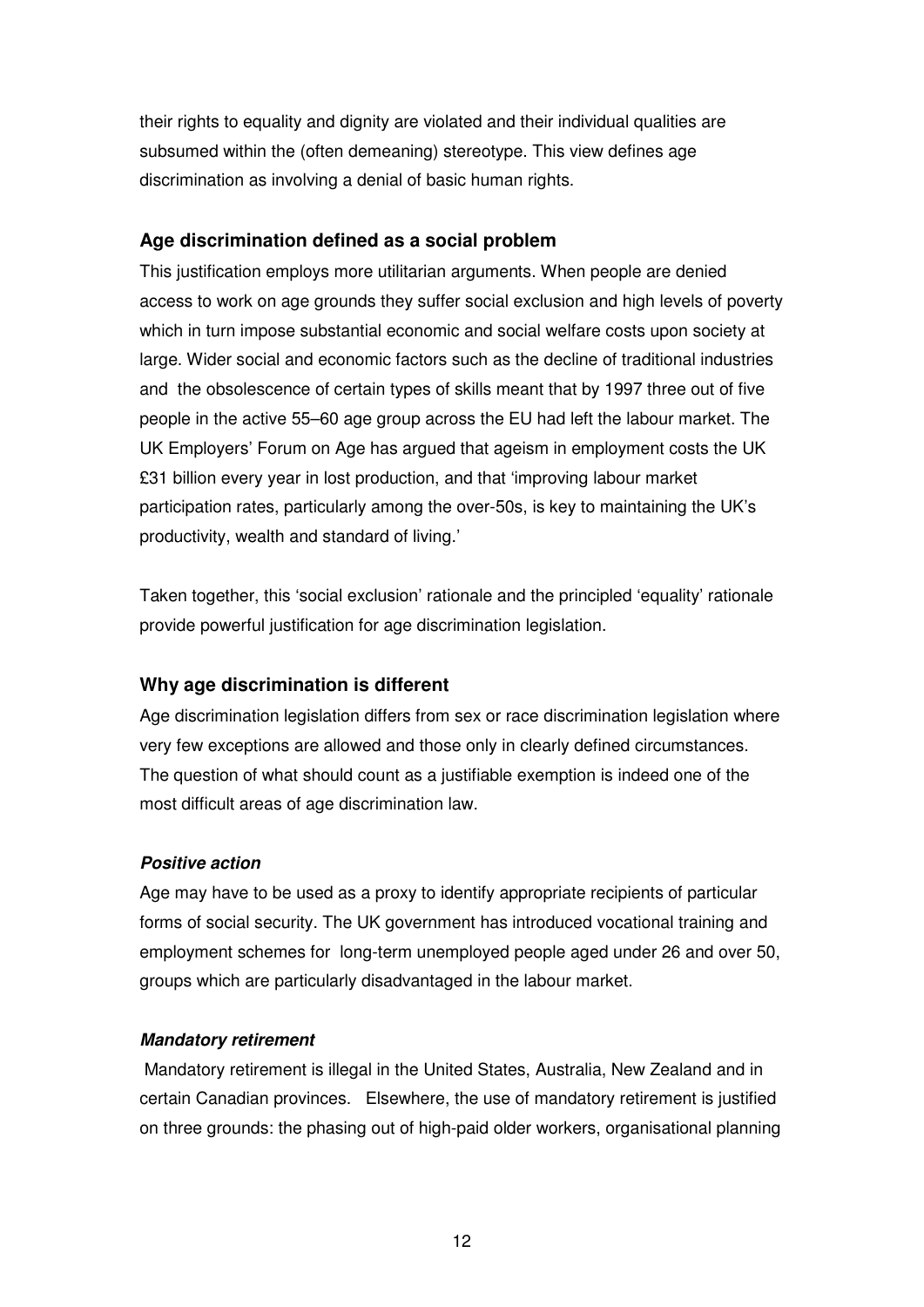their rights to equality and dignity are violated and their individual qualities are subsumed within the (often demeaning) stereotype. This view defines age discrimination as involving a denial of basic human rights.

### Age discrimination defined as a social problem

This justification employs more utilitarian arguments. When people are denied access to work on age grounds they suffer social exclusion and high levels of poverty which in turn impose substantial economic and social welfare costs upon society at large. Wider social and economic factors such as the decline of traditional industries and the obsolescence of certain types of skills meant that by 1997 three out of five people in the active 55–60 age group across the EU had left the labour market. The UK Employers' Forum on Age has argued that ageism in employment costs the UK £31 billion every year in lost production, and that 'improving labour market participation rates, particularly among the over-50s, is key to maintaining the UK's productivity, wealth and standard of living.'

Taken together, this 'social exclusion' rationale and the principled 'equality' rationale provide powerful justification for age discrimination legislation.

### Why age discrimination is different

Age discrimination legislation differs from sex or race discrimination legislation where very few exceptions are allowed and those only in clearly defined circumstances. The question of what should count as a justifiable exemption is indeed one of the most difficult areas of age discrimination law.

#### *Positive action*

Age may have to be used as a proxy to identify appropriate recipients of particular forms of social security. The UK government has introduced vocational training and employment schemes for long-term unemployed people aged under 26 and over 50, groups which are particularly disadvantaged in the labour market.

#### *Mandatory retirement*

Mandatory retirement is illegal in the United States, Australia, New Zealand and in certain Canadian provinces. Elsewhere, the use of mandatory retirement is justified on three grounds: the phasing out of high-paid older workers, organisational planning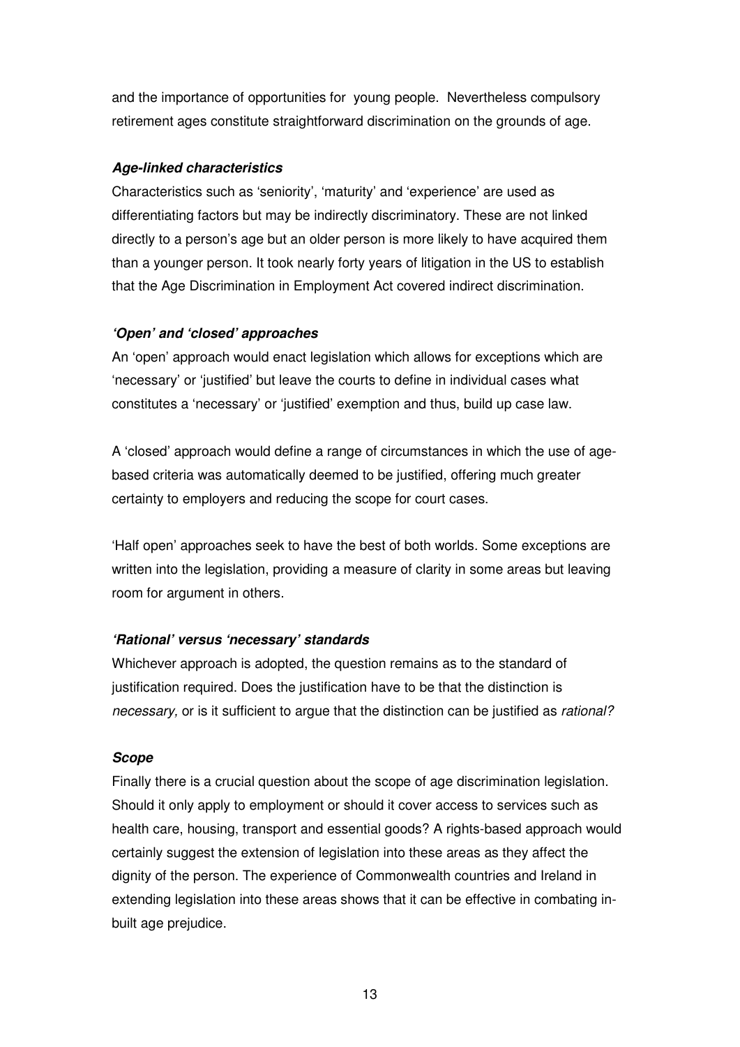and the importance of opportunities for young people. Nevertheless compulsory retirement ages constitute straightforward discrimination on the grounds of age.

***Age-linked characteristics***

Characteristics such as 'seniority', 'maturity' and 'experience' are used as differentiating factors but may be indirectly discriminatory. These are not linked directly to a person's age but an older person is more likely to have acquired them than a younger person. It took nearly forty years of litigation in the US to establish that the Age Discrimination in Employment Act covered indirect discrimination.

***'Open' and 'closed' approaches***

An 'open' approach would enact legislation which allows for exceptions which are 'necessary' or 'justified' but leave the courts to define in individual cases what constitutes a 'necessary' or 'justified' exemption and thus, build up case law.

A 'closed' approach would define a range of circumstances in which the use of age-based criteria was automatically deemed to be justified, offering much greater certainty to employers and reducing the scope for court cases.

'Half open' approaches seek to have the best of both worlds. Some exceptions are written into the legislation, providing a measure of clarity in some areas but leaving room for argument in others.

***'Rational' versus 'necessary' standards***

Whichever approach is adopted, the question remains as to the standard of justification required. Does the justification have to be that the distinction is *necessary,* or is it sufficient to argue that the distinction can be justified as *rational?*

***Scope***

Finally there is a crucial question about the scope of age discrimination legislation. Should it only apply to employment or should it cover access to services such as health care, housing, transport and essential goods? A rights-based approach would certainly suggest the extension of legislation into these areas as they affect the dignity of the person. The experience of Commonwealth countries and Ireland in extending legislation into these areas shows that it can be effective in combating in-built age prejudice.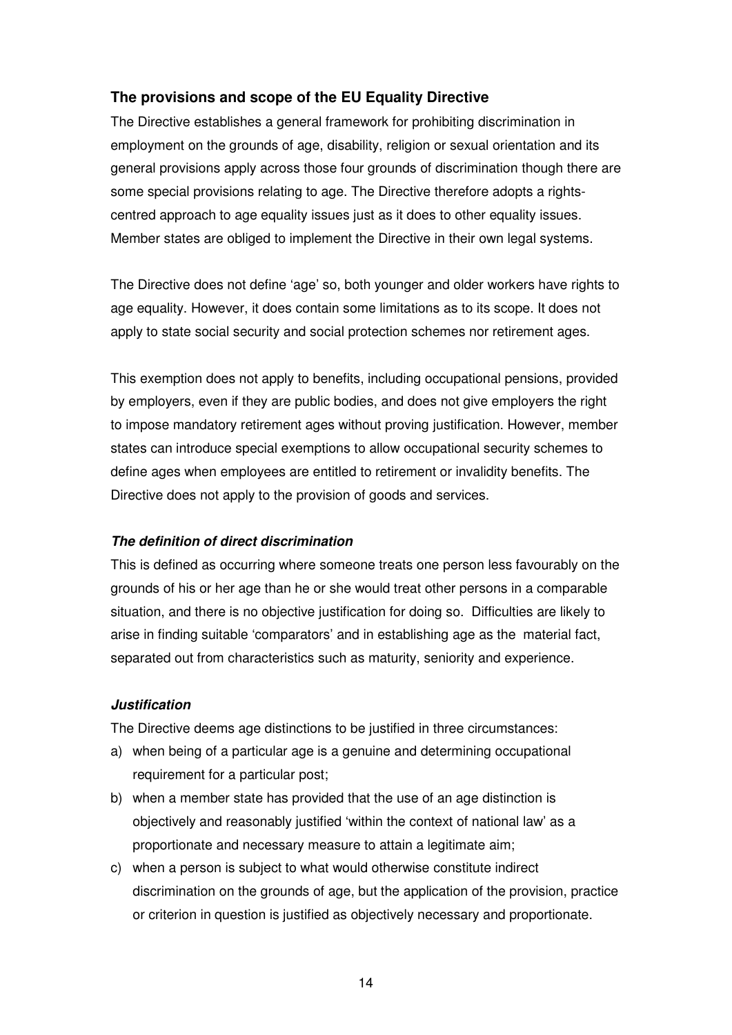## The provisions and scope of the EU Equality Directive

The Directive establishes a general framework for prohibiting discrimination in employment on the grounds of age, disability, religion or sexual orientation and its general provisions apply across those four grounds of discrimination though there are some special provisions relating to age. The Directive therefore adopts a rights-centred approach to age equality issues just as it does to other equality issues. Member states are obliged to implement the Directive in their own legal systems.

The Directive does not define 'age' so, both younger and older workers have rights to age equality. However, it does contain some limitations as to its scope. It does not apply to state social security and social protection schemes nor retirement ages.

This exemption does not apply to benefits, including occupational pensions, provided by employers, even if they are public bodies, and does not give employers the right to impose mandatory retirement ages without proving justification. However, member states can introduce special exemptions to allow occupational security schemes to define ages when employees are entitled to retirement or invalidity benefits. The Directive does not apply to the provision of goods and services.

### *The definition of direct discrimination*

This is defined as occurring where someone treats one person less favourably on the grounds of his or her age than he or she would treat other persons in a comparable situation, and there is no objective justification for doing so. Difficulties are likely to arise in finding suitable 'comparators' and in establishing age as the material fact, separated out from characteristics such as maturity, seniority and experience.

### *Justification*

The Directive deems age distinctions to be justified in three circumstances:

a) when being of a particular age is a genuine and determining occupational requirement for a particular post;
b) when a member state has provided that the use of an age distinction is objectively and reasonably justified 'within the context of national law' as a proportionate and necessary measure to attain a legitimate aim;
c) when a person is subject to what would otherwise constitute indirect discrimination on the grounds of age, but the application of the provision, practice or criterion in question is justified as objectively necessary and proportionate.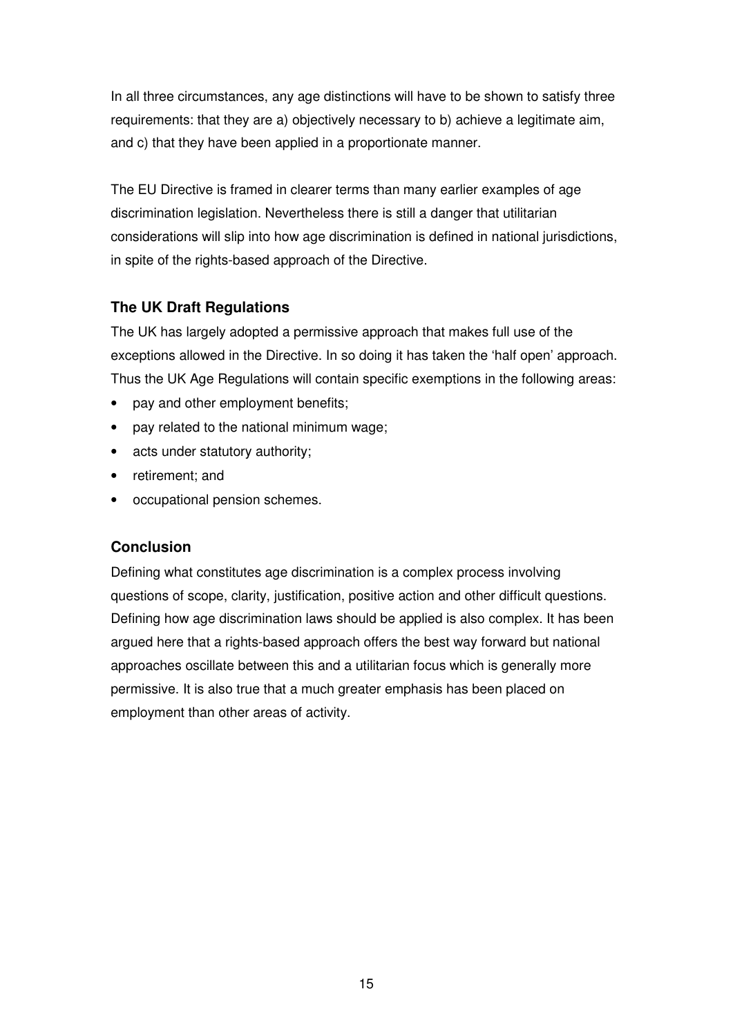In all three circumstances, any age distinctions will have to be shown to satisfy three requirements: that they are a) objectively necessary to b) achieve a legitimate aim, and c) that they have been applied in a proportionate manner.

The EU Directive is framed in clearer terms than many earlier examples of age discrimination legislation. Nevertheless there is still a danger that utilitarian considerations will slip into how age discrimination is defined in national jurisdictions, in spite of the rights-based approach of the Directive.

### The UK Draft Regulations

The UK has largely adopted a permissive approach that makes full use of the exceptions allowed in the Directive. In so doing it has taken the 'half open' approach. Thus the UK Age Regulations will contain specific exemptions in the following areas:

- pay and other employment benefits;
- pay related to the national minimum wage;
- acts under statutory authority;
- retirement; and
- occupational pension schemes.

### Conclusion

Defining what constitutes age discrimination is a complex process involving questions of scope, clarity, justification, positive action and other difficult questions. Defining how age discrimination laws should be applied is also complex. It has been argued here that a rights-based approach offers the best way forward but national approaches oscillate between this and a utilitarian focus which is generally more permissive. It is also true that a much greater emphasis has been placed on employment than other areas of activity.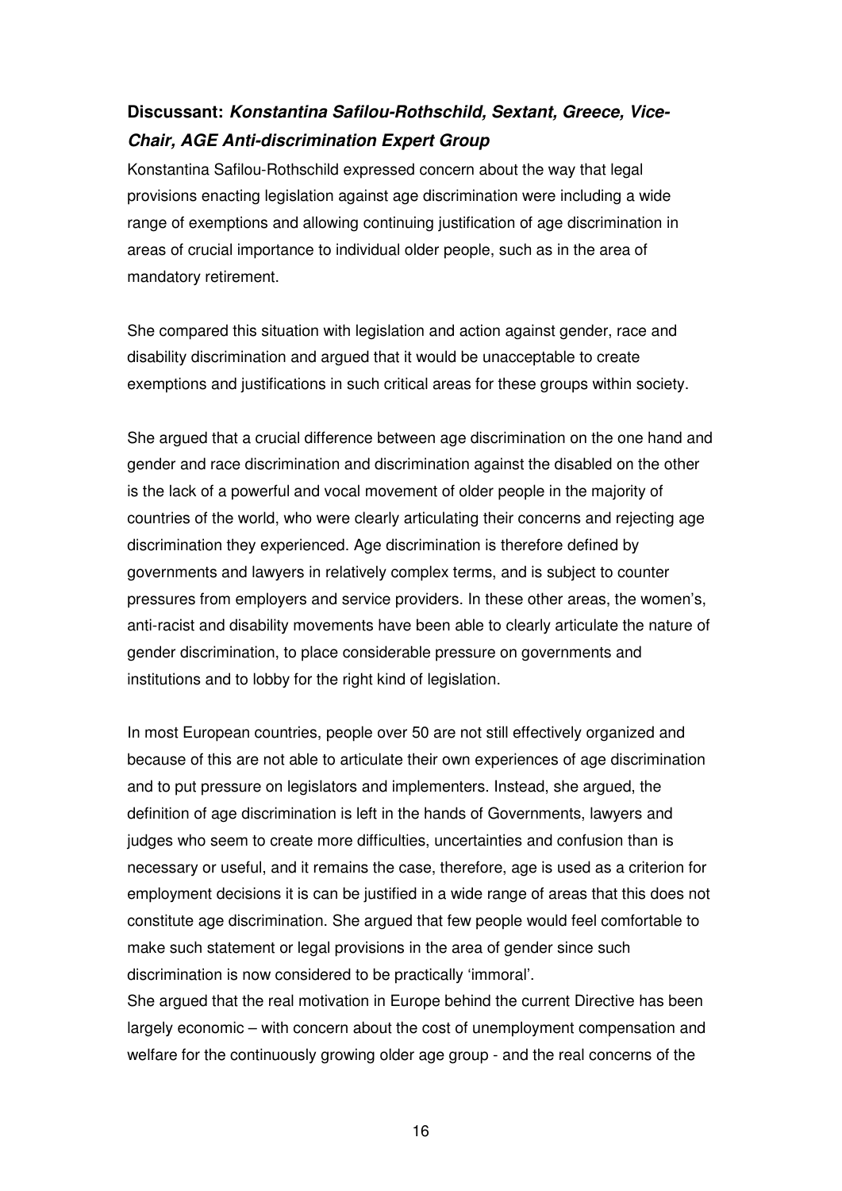### Discussant: *Konstantina Safilou-Rothschild, Sextant, Greece, Vice-Chair, AGE Anti-discrimination Expert Group*

Konstantina Safilou-Rothschild expressed concern about the way that legal provisions enacting legislation against age discrimination were including a wide range of exemptions and allowing continuing justification of age discrimination in areas of crucial importance to individual older people, such as in the area of mandatory retirement.

She compared this situation with legislation and action against gender, race and disability discrimination and argued that it would be unacceptable to create exemptions and justifications in such critical areas for these groups within society.

She argued that a crucial difference between age discrimination on the one hand and gender and race discrimination and discrimination against the disabled on the other is the lack of a powerful and vocal movement of older people in the majority of countries of the world, who were clearly articulating their concerns and rejecting age discrimination they experienced. Age discrimination is therefore defined by governments and lawyers in relatively complex terms, and is subject to counter pressures from employers and service providers. In these other areas, the women's, anti-racist and disability movements have been able to clearly articulate the nature of gender discrimination, to place considerable pressure on governments and institutions and to lobby for the right kind of legislation.

In most European countries, people over 50 are not still effectively organized and because of this are not able to articulate their own experiences of age discrimination and to put pressure on legislators and implementers. Instead, she argued, the definition of age discrimination is left in the hands of Governments, lawyers and judges who seem to create more difficulties, uncertainties and confusion than is necessary or useful, and it remains the case, therefore, age is used as a criterion for employment decisions it is can be justified in a wide range of areas that this does not constitute age discrimination. She argued that few people would feel comfortable to make such statement or legal provisions in the area of gender since such discrimination is now considered to be practically 'immoral'.
She argued that the real motivation in Europe behind the current Directive has been largely economic – with concern about the cost of unemployment compensation and welfare for the continuously growing older age group - and the real concerns of the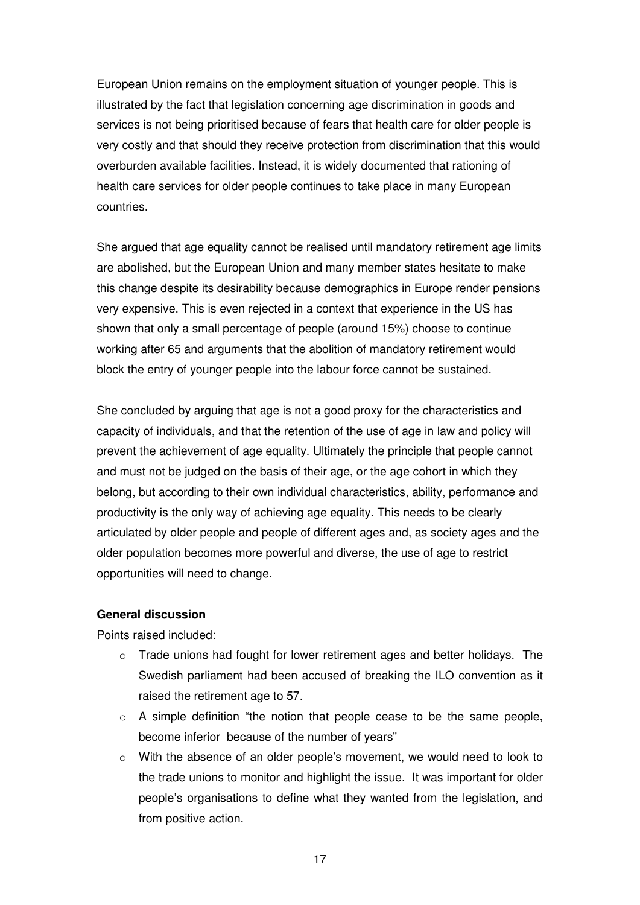European Union remains on the employment situation of younger people. This is illustrated by the fact that legislation concerning age discrimination in goods and services is not being prioritised because of fears that health care for older people is very costly and that should they receive protection from discrimination that this would overburden available facilities. Instead, it is widely documented that rationing of health care services for older people continues to take place in many European countries.

She argued that age equality cannot be realised until mandatory retirement age limits are abolished, but the European Union and many member states hesitate to make this change despite its desirability because demographics in Europe render pensions very expensive. This is even rejected in a context that experience in the US has shown that only a small percentage of people (around 15%) choose to continue working after 65 and arguments that the abolition of mandatory retirement would block the entry of younger people into the labour force cannot be sustained.

She concluded by arguing that age is not a good proxy for the characteristics and capacity of individuals, and that the retention of the use of age in law and policy will prevent the achievement of age equality. Ultimately the principle that people cannot and must not be judged on the basis of their age, or the age cohort in which they belong, but according to their own individual characteristics, ability, performance and productivity is the only way of achieving age equality. This needs to be clearly articulated by older people and people of different ages and, as society ages and the older population becomes more powerful and diverse, the use of age to restrict opportunities will need to change.

**General discussion**

Points raised included:

- Trade unions had fought for lower retirement ages and better holidays. The Swedish parliament had been accused of breaking the ILO convention as it raised the retirement age to 57.
- A simple definition "the notion that people cease to be the same people, become inferior because of the number of years"
- With the absence of an older people's movement, we would need to look to the trade unions to monitor and highlight the issue. It was important for older people's organisations to define what they wanted from the legislation, and from positive action.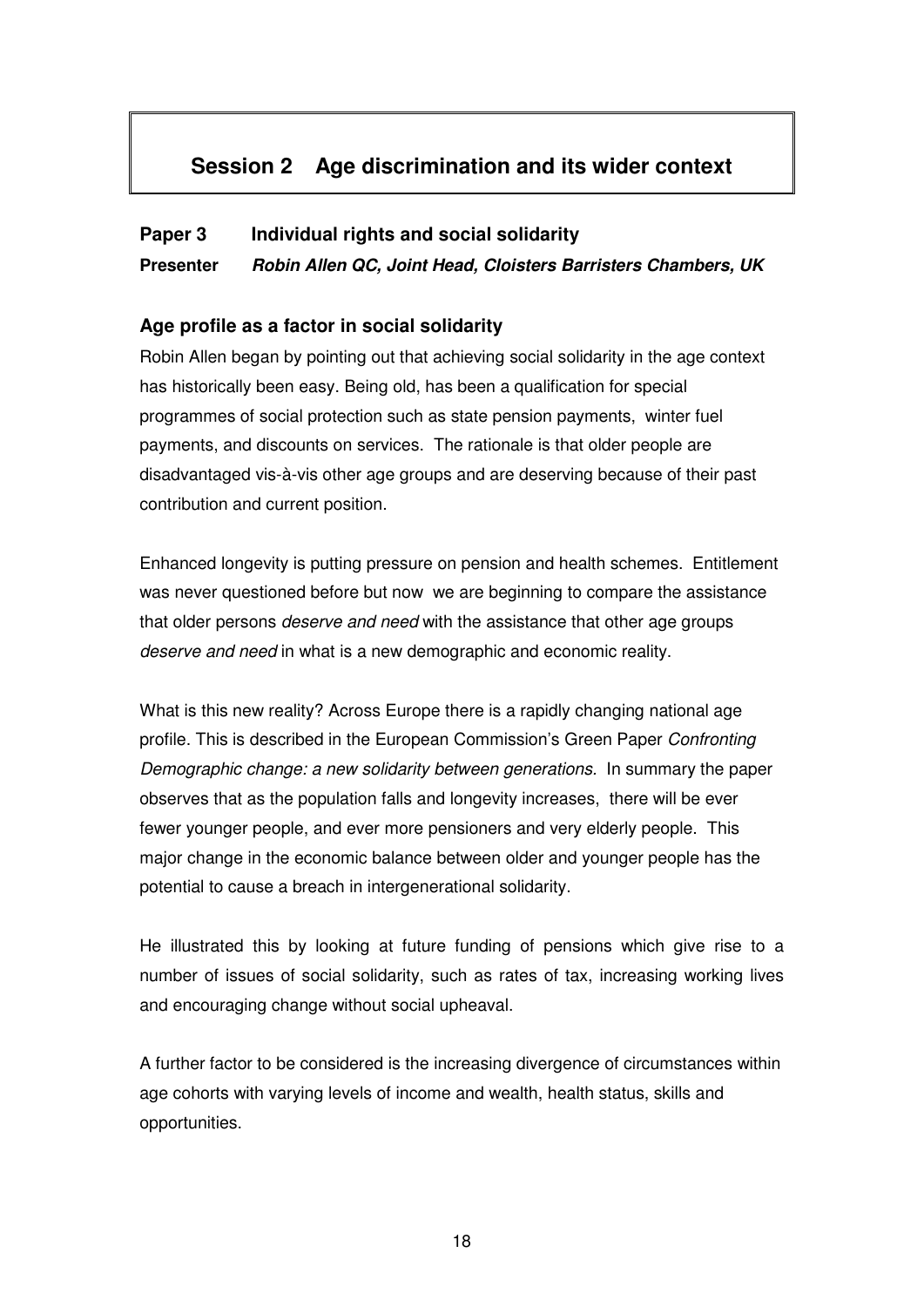# Session 2 Age discrimination and its wider context

**Paper 3 Individual rights and social solidarity**

**Presenter** ***Robin Allen QC, Joint Head, Cloisters Barristers Chambers, UK***

### Age profile as a factor in social solidarity

Robin Allen began by pointing out that achieving social solidarity in the age context has historically been easy. Being old, has been a qualification for special programmes of social protection such as state pension payments, winter fuel payments, and discounts on services. The rationale is that older people are disadvantaged vis-à-vis other age groups and are deserving because of their past contribution and current position.

Enhanced longevity is putting pressure on pension and health schemes. Entitlement was never questioned before but now we are beginning to compare the assistance that older persons *deserve and need* with the assistance that other age groups *deserve and need* in what is a new demographic and economic reality.

What is this new reality? Across Europe there is a rapidly changing national age profile. This is described in the European Commission's Green Paper *Confronting Demographic change: a new solidarity between generations.* In summary the paper observes that as the population falls and longevity increases, there will be ever fewer younger people, and ever more pensioners and very elderly people. This major change in the economic balance between older and younger people has the potential to cause a breach in intergenerational solidarity.

He illustrated this by looking at future funding of pensions which give rise to a number of issues of social solidarity, such as rates of tax, increasing working lives and encouraging change without social upheaval.

A further factor to be considered is the increasing divergence of circumstances within age cohorts with varying levels of income and wealth, health status, skills and opportunities.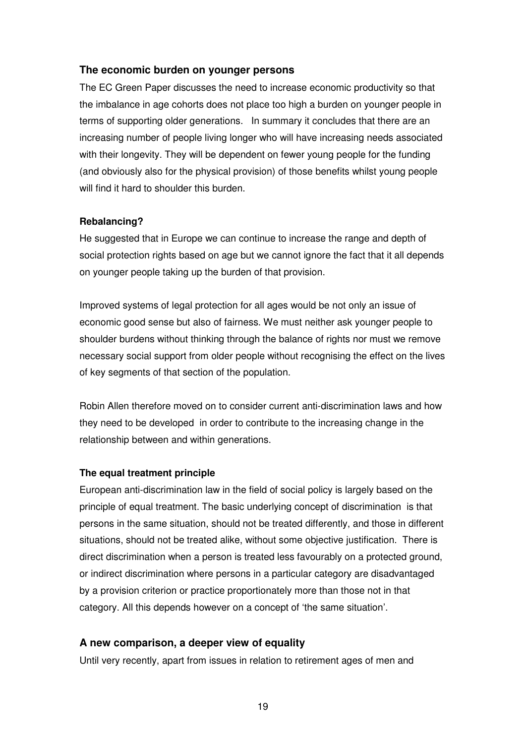### The economic burden on younger persons

The EC Green Paper discusses the need to increase economic productivity so that the imbalance in age cohorts does not place too high a burden on younger people in terms of supporting older generations. In summary it concludes that there are an increasing number of people living longer who will have increasing needs associated with their longevity. They will be dependent on fewer young people for the funding (and obviously also for the physical provision) of those benefits whilst young people will find it hard to shoulder this burden.

#### Rebalancing?

He suggested that in Europe we can continue to increase the range and depth of social protection rights based on age but we cannot ignore the fact that it all depends on younger people taking up the burden of that provision.

Improved systems of legal protection for all ages would be not only an issue of economic good sense but also of fairness. We must neither ask younger people to shoulder burdens without thinking through the balance of rights nor must we remove necessary social support from older people without recognising the effect on the lives of key segments of that section of the population.

Robin Allen therefore moved on to consider current anti-discrimination laws and how they need to be developed in order to contribute to the increasing change in the relationship between and within generations.

#### The equal treatment principle

European anti-discrimination law in the field of social policy is largely based on the principle of equal treatment. The basic underlying concept of discrimination is that persons in the same situation, should not be treated differently, and those in different situations, should not be treated alike, without some objective justification. There is direct discrimination when a person is treated less favourably on a protected ground, or indirect discrimination where persons in a particular category are disadvantaged by a provision criterion or practice proportionately more than those not in that category. All this depends however on a concept of 'the same situation'.

### A new comparison, a deeper view of equality

Until very recently, apart from issues in relation to retirement ages of men and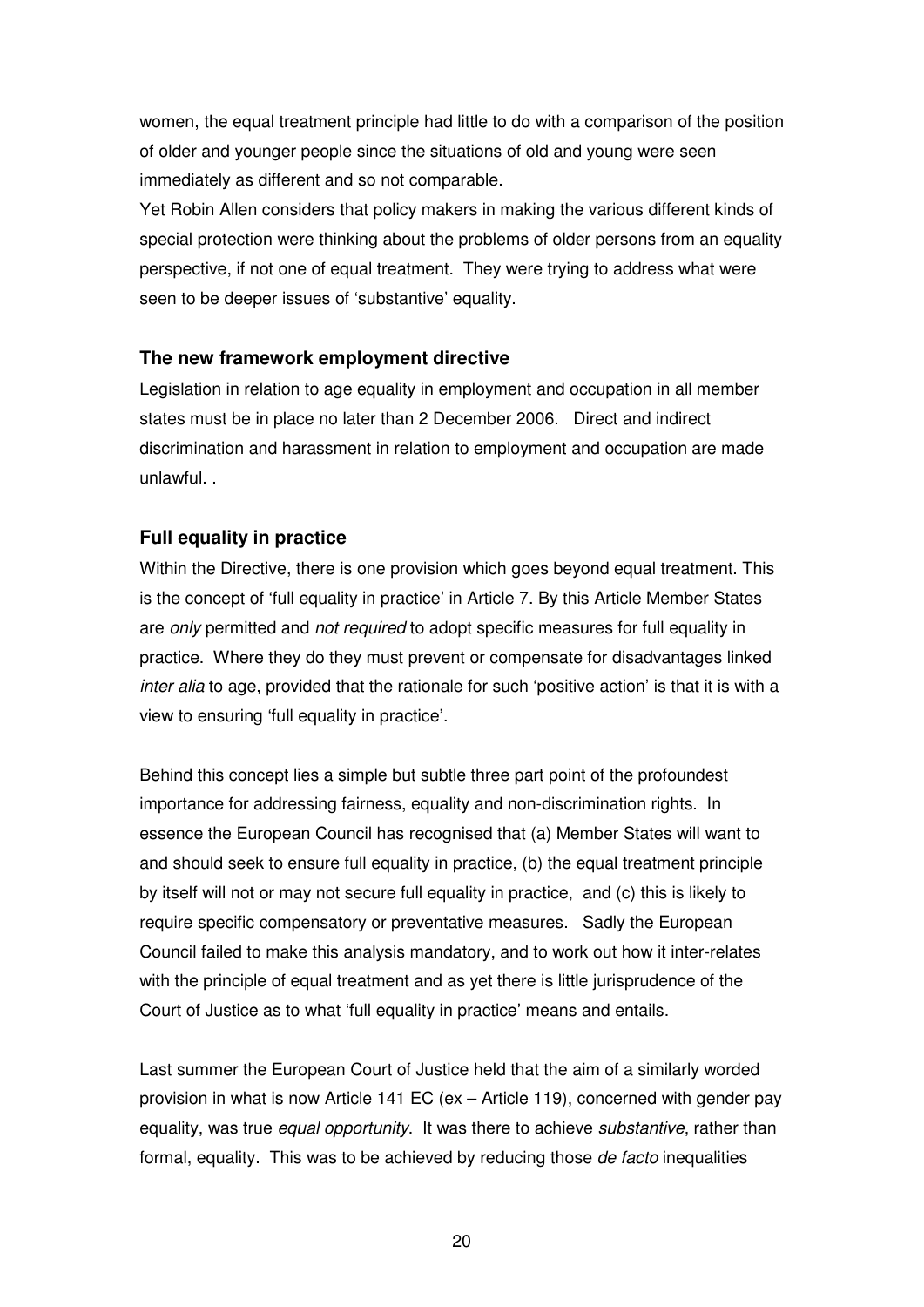women, the equal treatment principle had little to do with a comparison of the position of older and younger people since the situations of old and young were seen immediately as different and so not comparable.

Yet Robin Allen considers that policy makers in making the various different kinds of special protection were thinking about the problems of older persons from an equality perspective, if not one of equal treatment. They were trying to address what were seen to be deeper issues of 'substantive' equality.

### The new framework employment directive

Legislation in relation to age equality in employment and occupation in all member states must be in place no later than 2 December 2006. Direct and indirect discrimination and harassment in relation to employment and occupation are made unlawful. .

### Full equality in practice

Within the Directive, there is one provision which goes beyond equal treatment. This is the concept of 'full equality in practice' in Article 7. By this Article Member States are *only* permitted and *not required* to adopt specific measures for full equality in practice. Where they do they must prevent or compensate for disadvantages linked *inter alia* to age, provided that the rationale for such 'positive action' is that it is with a view to ensuring 'full equality in practice'.

Behind this concept lies a simple but subtle three part point of the profoundest importance for addressing fairness, equality and non-discrimination rights. In essence the European Council has recognised that (a) Member States will want to and should seek to ensure full equality in practice, (b) the equal treatment principle by itself will not or may not secure full equality in practice, and (c) this is likely to require specific compensatory or preventative measures. Sadly the European Council failed to make this analysis mandatory, and to work out how it inter-relates with the principle of equal treatment and as yet there is little jurisprudence of the Court of Justice as to what 'full equality in practice' means and entails.

Last summer the European Court of Justice held that the aim of a similarly worded provision in what is now Article 141 EC (ex – Article 119), concerned with gender pay equality, was true *equal opportunity*. It was there to achieve *substantive*, rather than formal, equality. This was to be achieved by reducing those *de facto* inequalities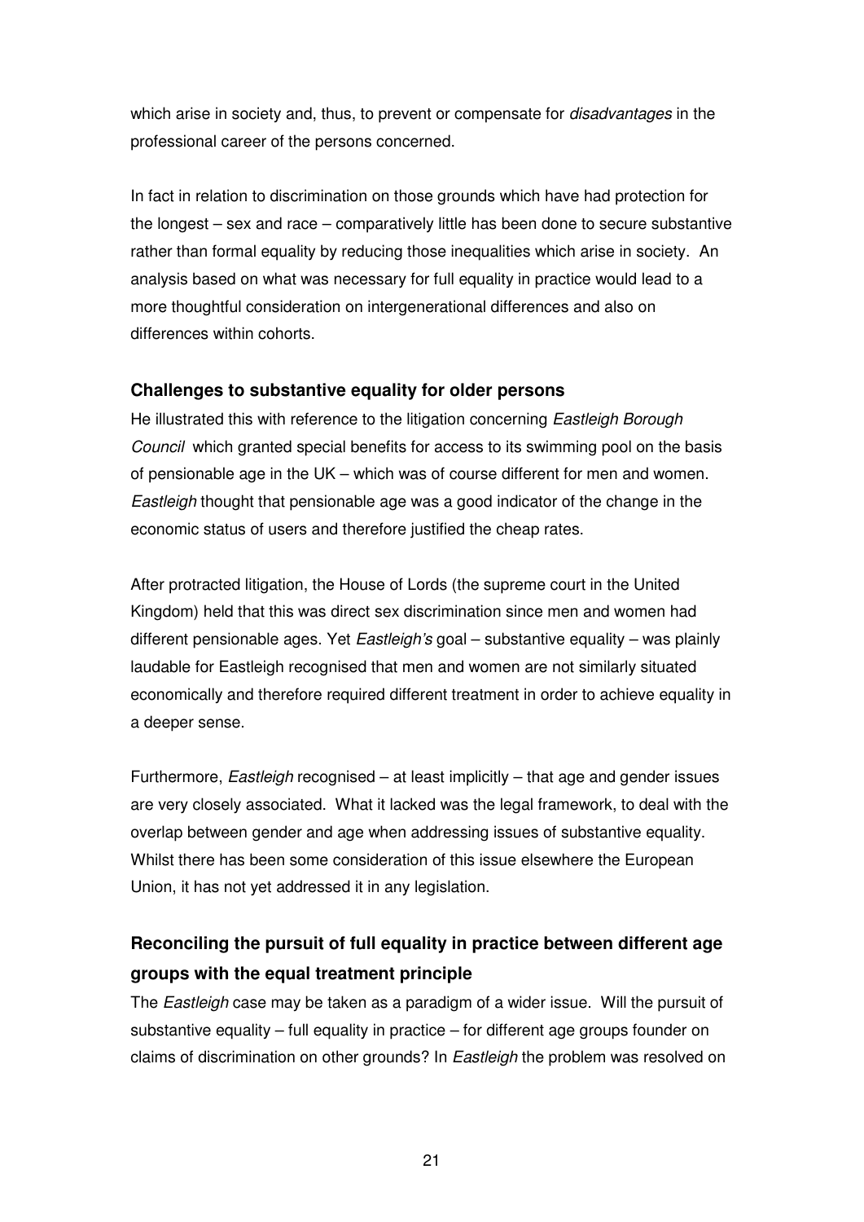which arise in society and, thus, to prevent or compensate for *disadvantages* in the professional career of the persons concerned.

In fact in relation to discrimination on those grounds which have had protection for the longest – sex and race – comparatively little has been done to secure substantive rather than formal equality by reducing those inequalities which arise in society. An analysis based on what was necessary for full equality in practice would lead to a more thoughtful consideration on intergenerational differences and also on differences within cohorts.

### Challenges to substantive equality for older persons

He illustrated this with reference to the litigation concerning *Eastleigh Borough Council* which granted special benefits for access to its swimming pool on the basis of pensionable age in the UK – which was of course different for men and women. *Eastleigh* thought that pensionable age was a good indicator of the change in the economic status of users and therefore justified the cheap rates.

After protracted litigation, the House of Lords (the supreme court in the United Kingdom) held that this was direct sex discrimination since men and women had different pensionable ages. Yet *Eastleigh's* goal – substantive equality – was plainly laudable for Eastleigh recognised that men and women are not similarly situated economically and therefore required different treatment in order to achieve equality in a deeper sense.

Furthermore, *Eastleigh* recognised – at least implicitly – that age and gender issues are very closely associated. What it lacked was the legal framework, to deal with the overlap between gender and age when addressing issues of substantive equality. Whilst there has been some consideration of this issue elsewhere the European Union, it has not yet addressed it in any legislation.

## Reconciling the pursuit of full equality in practice between different age groups with the equal treatment principle

The *Eastleigh* case may be taken as a paradigm of a wider issue. Will the pursuit of substantive equality – full equality in practice – for different age groups founder on claims of discrimination on other grounds? In *Eastleigh* the problem was resolved on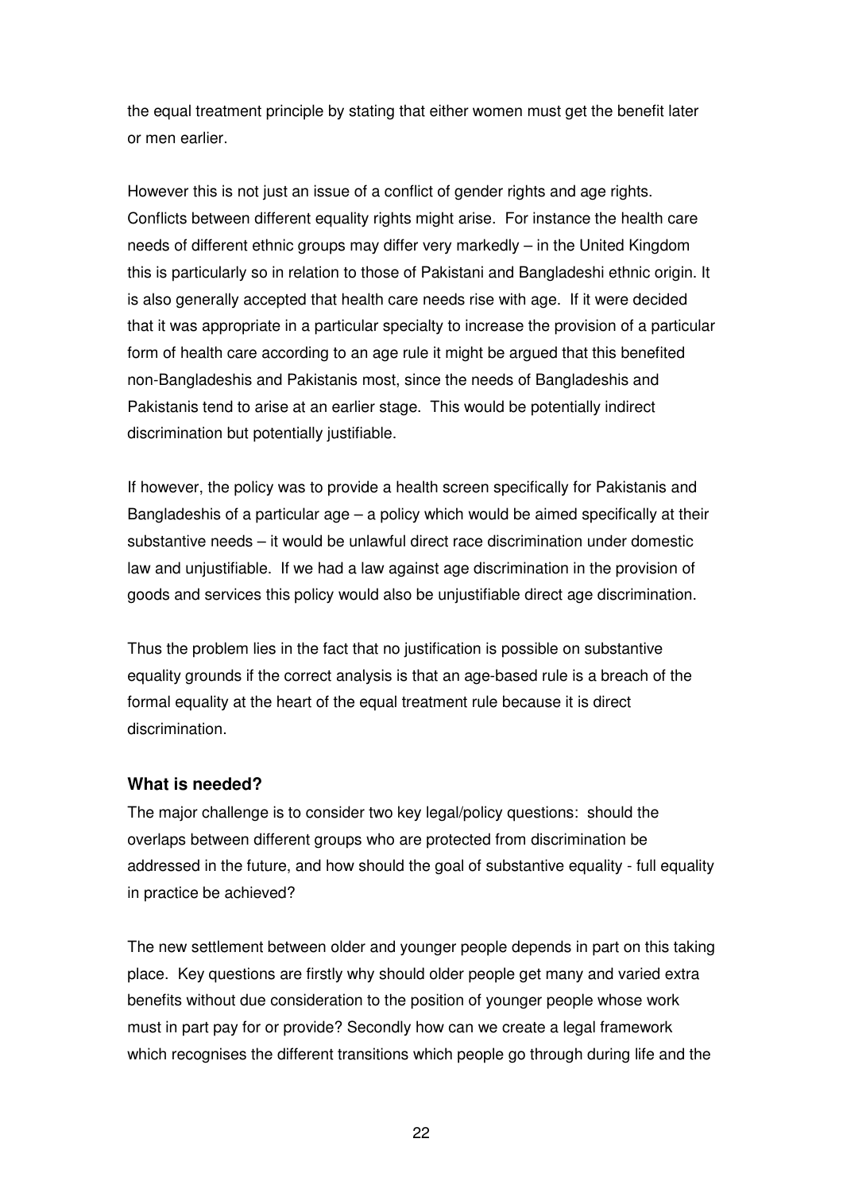the equal treatment principle by stating that either women must get the benefit later or men earlier.

However this is not just an issue of a conflict of gender rights and age rights. Conflicts between different equality rights might arise. For instance the health care needs of different ethnic groups may differ very markedly – in the United Kingdom this is particularly so in relation to those of Pakistani and Bangladeshi ethnic origin. It is also generally accepted that health care needs rise with age. If it were decided that it was appropriate in a particular specialty to increase the provision of a particular form of health care according to an age rule it might be argued that this benefited non-Bangladeshis and Pakistanis most, since the needs of Bangladeshis and Pakistanis tend to arise at an earlier stage. This would be potentially indirect discrimination but potentially justifiable.

If however, the policy was to provide a health screen specifically for Pakistanis and Bangladeshis of a particular age – a policy which would be aimed specifically at their substantive needs – it would be unlawful direct race discrimination under domestic law and unjustifiable. If we had a law against age discrimination in the provision of goods and services this policy would also be unjustifiable direct age discrimination.

Thus the problem lies in the fact that no justification is possible on substantive equality grounds if the correct analysis is that an age-based rule is a breach of the formal equality at the heart of the equal treatment rule because it is direct discrimination.

### What is needed?

The major challenge is to consider two key legal/policy questions: should the overlaps between different groups who are protected from discrimination be addressed in the future, and how should the goal of substantive equality - full equality in practice be achieved?

The new settlement between older and younger people depends in part on this taking place. Key questions are firstly why should older people get many and varied extra benefits without due consideration to the position of younger people whose work must in part pay for or provide? Secondly how can we create a legal framework which recognises the different transitions which people go through during life and the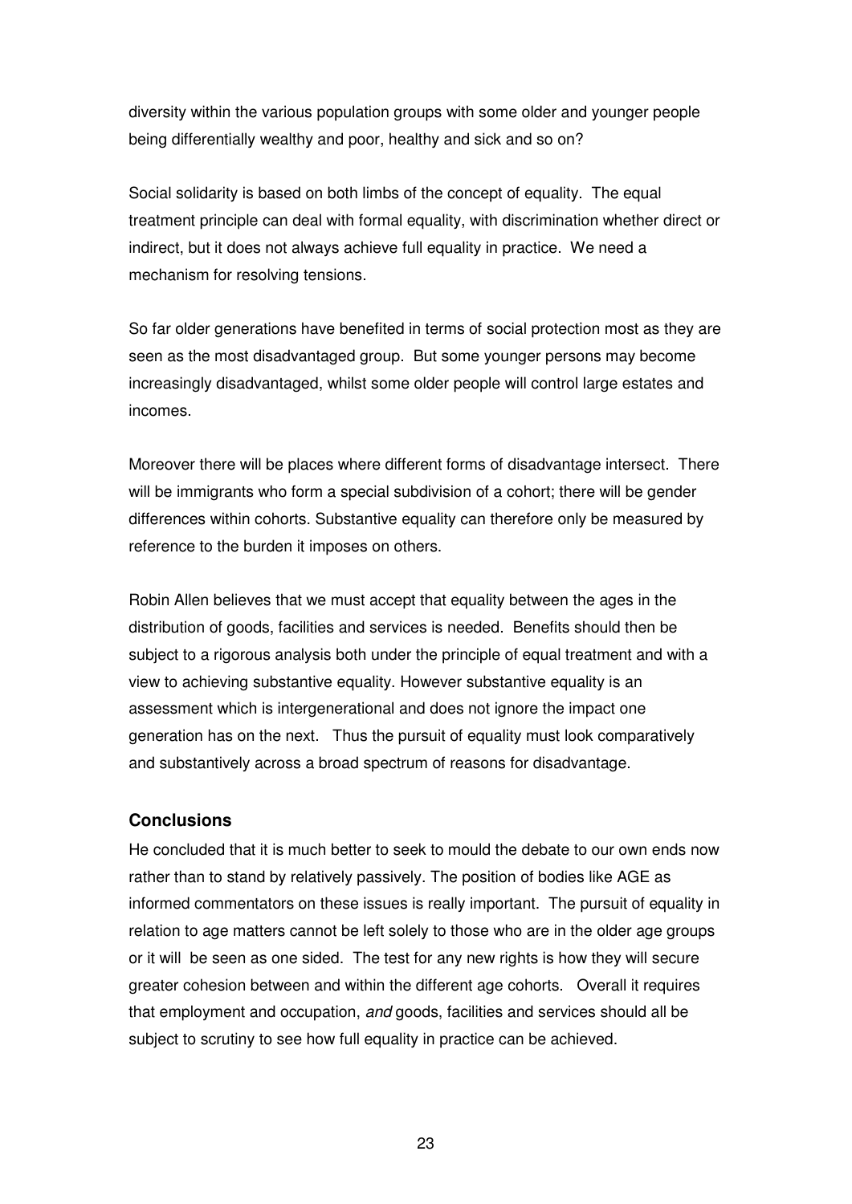diversity within the various population groups with some older and younger people being differentially wealthy and poor, healthy and sick and so on?

Social solidarity is based on both limbs of the concept of equality. The equal treatment principle can deal with formal equality, with discrimination whether direct or indirect, but it does not always achieve full equality in practice. We need a mechanism for resolving tensions.

So far older generations have benefited in terms of social protection most as they are seen as the most disadvantaged group. But some younger persons may become increasingly disadvantaged, whilst some older people will control large estates and incomes.

Moreover there will be places where different forms of disadvantage intersect. There will be immigrants who form a special subdivision of a cohort; there will be gender differences within cohorts. Substantive equality can therefore only be measured by reference to the burden it imposes on others.

Robin Allen believes that we must accept that equality between the ages in the distribution of goods, facilities and services is needed. Benefits should then be subject to a rigorous analysis both under the principle of equal treatment and with a view to achieving substantive equality. However substantive equality is an assessment which is intergenerational and does not ignore the impact one generation has on the next. Thus the pursuit of equality must look comparatively and substantively across a broad spectrum of reasons for disadvantage.

### Conclusions

He concluded that it is much better to seek to mould the debate to our own ends now rather than to stand by relatively passively. The position of bodies like AGE as informed commentators on these issues is really important. The pursuit of equality in relation to age matters cannot be left solely to those who are in the older age groups or it will be seen as one sided. The test for any new rights is how they will secure greater cohesion between and within the different age cohorts. Overall it requires that employment and occupation, *and* goods, facilities and services should all be subject to scrutiny to see how full equality in practice can be achieved.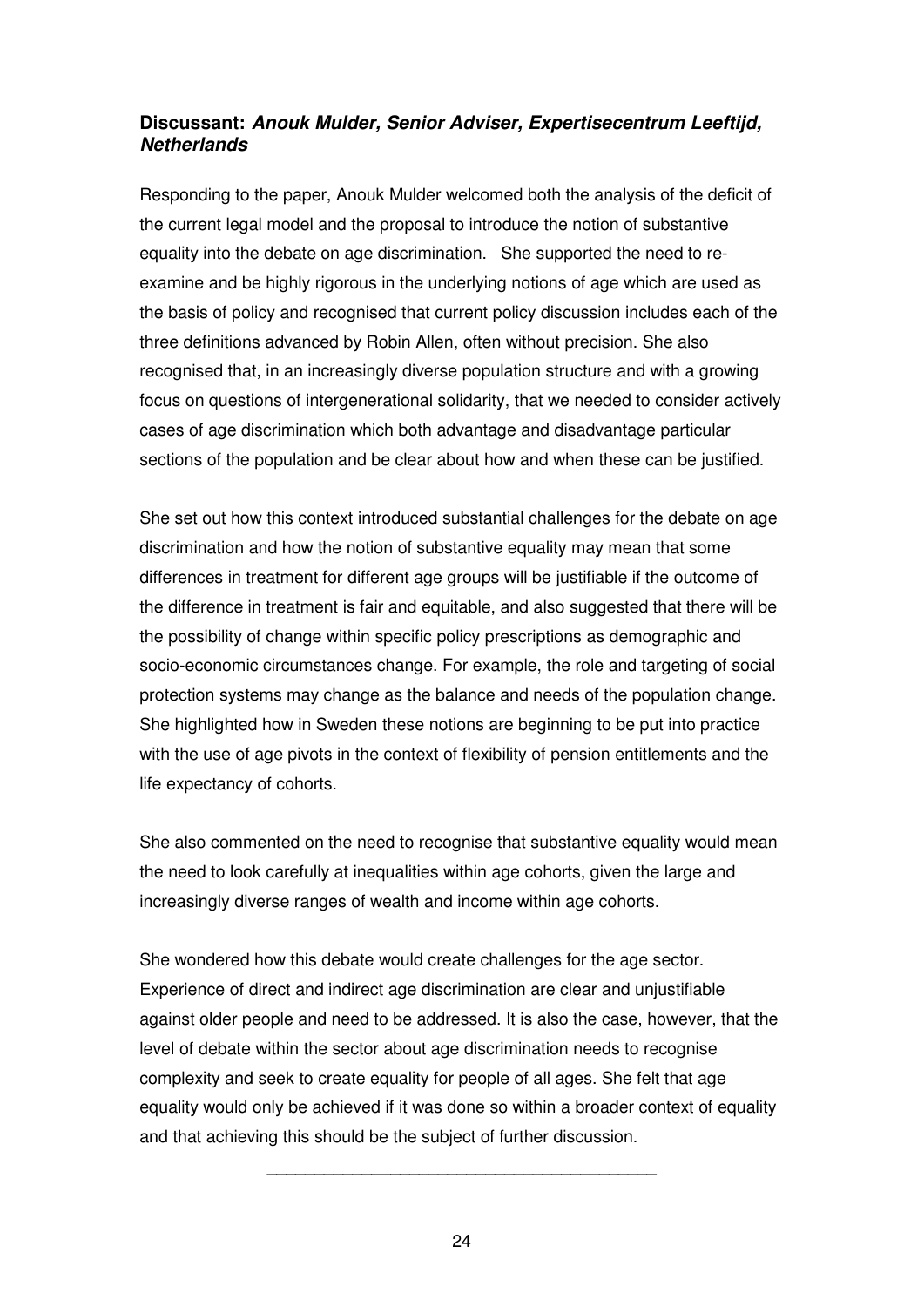**Discussant:** ***Anouk Mulder, Senior Adviser, Expertisecentrum Leeftijd, Netherlands***

Responding to the paper, Anouk Mulder welcomed both the analysis of the deficit of the current legal model and the proposal to introduce the notion of substantive equality into the debate on age discrimination. She supported the need to re-examine and be highly rigorous in the underlying notions of age which are used as the basis of policy and recognised that current policy discussion includes each of the three definitions advanced by Robin Allen, often without precision. She also recognised that, in an increasingly diverse population structure and with a growing focus on questions of intergenerational solidarity, that we needed to consider actively cases of age discrimination which both advantage and disadvantage particular sections of the population and be clear about how and when these can be justified.

She set out how this context introduced substantial challenges for the debate on age discrimination and how the notion of substantive equality may mean that some differences in treatment for different age groups will be justifiable if the outcome of the difference in treatment is fair and equitable, and also suggested that there will be the possibility of change within specific policy prescriptions as demographic and socio-economic circumstances change. For example, the role and targeting of social protection systems may change as the balance and needs of the population change. She highlighted how in Sweden these notions are beginning to be put into practice with the use of age pivots in the context of flexibility of pension entitlements and the life expectancy of cohorts.

She also commented on the need to recognise that substantive equality would mean the need to look carefully at inequalities within age cohorts, given the large and increasingly diverse ranges of wealth and income within age cohorts.

She wondered how this debate would create challenges for the age sector. Experience of direct and indirect age discrimination are clear and unjustifiable against older people and need to be addressed. It is also the case, however, that the level of debate within the sector about age discrimination needs to recognise complexity and seek to create equality for people of all ages. She felt that age equality would only be achieved if it was done so within a broader context of equality and that achieving this should be the subject of further discussion.

---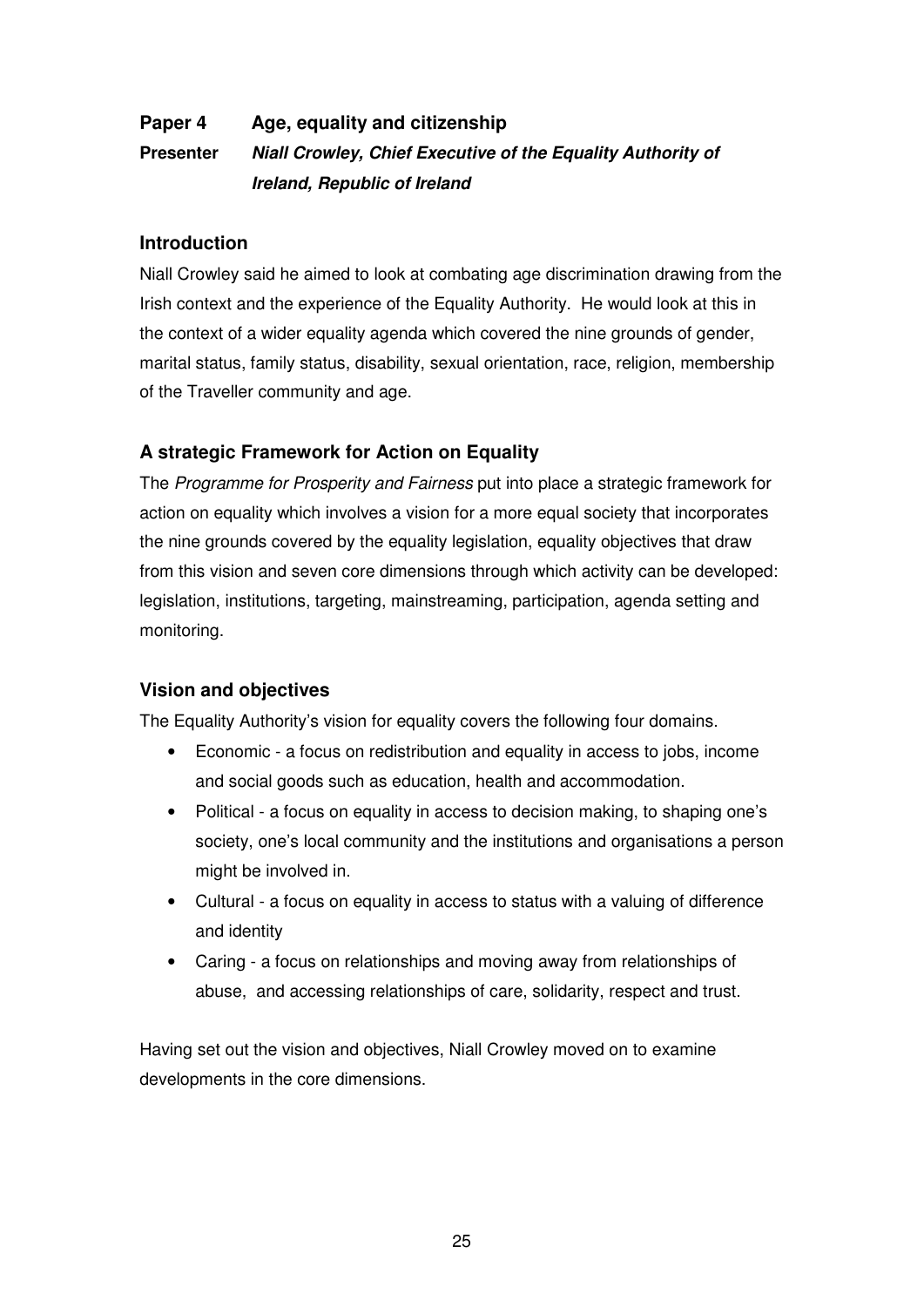**Paper 4** **Age, equality and citizenship**

**Presenter** ***Niall Crowley, Chief Executive of the Equality Authority of Ireland, Republic of Ireland***

### Introduction

Niall Crowley said he aimed to look at combating age discrimination drawing from the Irish context and the experience of the Equality Authority. He would look at this in the context of a wider equality agenda which covered the nine grounds of gender, marital status, family status, disability, sexual orientation, race, religion, membership of the Traveller community and age.

### A strategic Framework for Action on Equality

The *Programme for Prosperity and Fairness* put into place a strategic framework for action on equality which involves a vision for a more equal society that incorporates the nine grounds covered by the equality legislation, equality objectives that draw from this vision and seven core dimensions through which activity can be developed: legislation, institutions, targeting, mainstreaming, participation, agenda setting and monitoring.

### Vision and objectives

The Equality Authority's vision for equality covers the following four domains.

- Economic - a focus on redistribution and equality in access to jobs, income and social goods such as education, health and accommodation.
- Political - a focus on equality in access to decision making, to shaping one's society, one's local community and the institutions and organisations a person might be involved in.
- Cultural - a focus on equality in access to status with a valuing of difference and identity
- Caring - a focus on relationships and moving away from relationships of abuse, and accessing relationships of care, solidarity, respect and trust.

Having set out the vision and objectives, Niall Crowley moved on to examine developments in the core dimensions.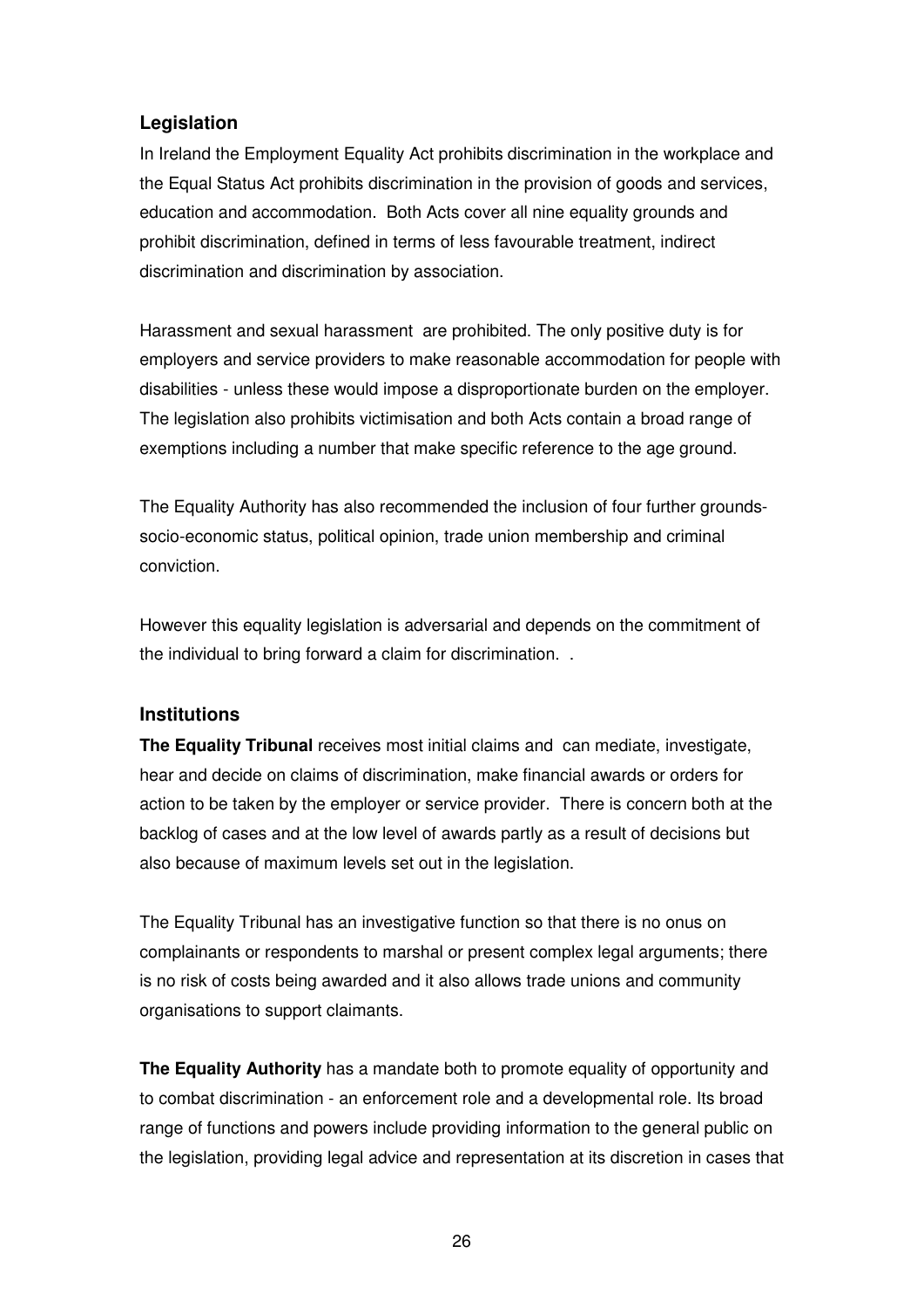## Legislation

In Ireland the Employment Equality Act prohibits discrimination in the workplace and the Equal Status Act prohibits discrimination in the provision of goods and services, education and accommodation. Both Acts cover all nine equality grounds and prohibit discrimination, defined in terms of less favourable treatment, indirect discrimination and discrimination by association.

Harassment and sexual harassment are prohibited. The only positive duty is for employers and service providers to make reasonable accommodation for people with disabilities - unless these would impose a disproportionate burden on the employer. The legislation also prohibits victimisation and both Acts contain a broad range of exemptions including a number that make specific reference to the age ground.

The Equality Authority has also recommended the inclusion of four further grounds-socio-economic status, political opinion, trade union membership and criminal conviction.

However this equality legislation is adversarial and depends on the commitment of the individual to bring forward a claim for discrimination. .

## Institutions

**The Equality Tribunal** receives most initial claims and can mediate, investigate, hear and decide on claims of discrimination, make financial awards or orders for action to be taken by the employer or service provider. There is concern both at the backlog of cases and at the low level of awards partly as a result of decisions but also because of maximum levels set out in the legislation.

The Equality Tribunal has an investigative function so that there is no onus on complainants or respondents to marshal or present complex legal arguments; there is no risk of costs being awarded and it also allows trade unions and community organisations to support claimants.

**The Equality Authority** has a mandate both to promote equality of opportunity and to combat discrimination - an enforcement role and a developmental role. Its broad range of functions and powers include providing information to the general public on the legislation, providing legal advice and representation at its discretion in cases that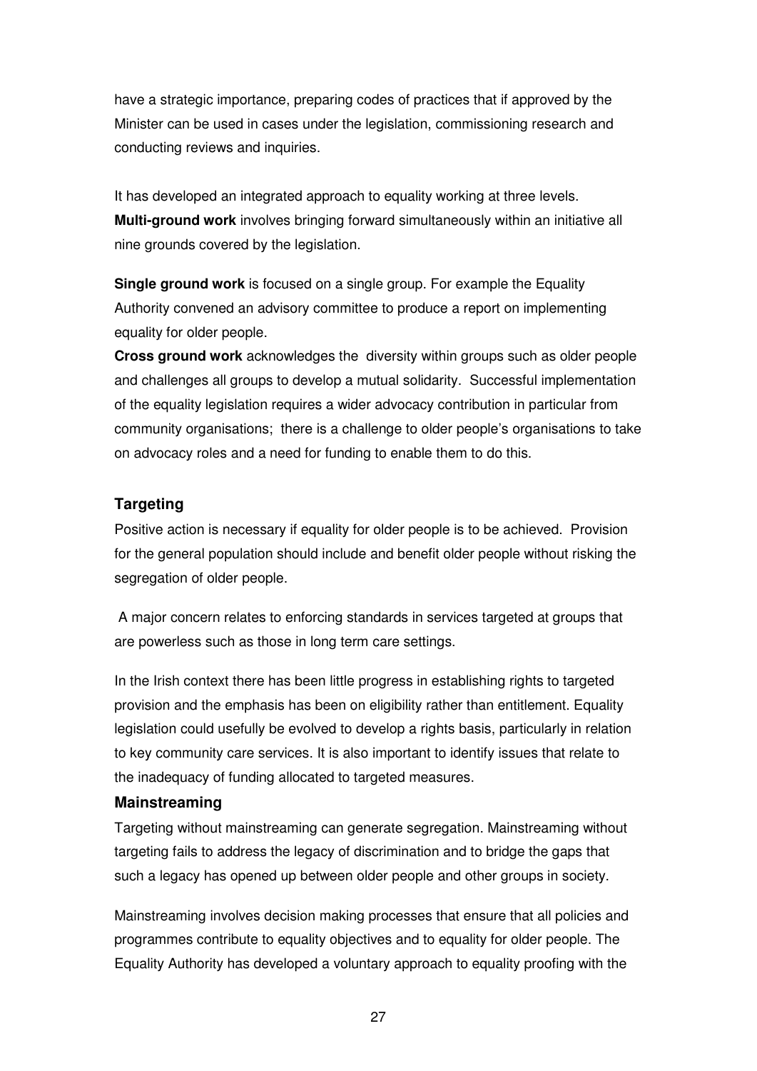have a strategic importance, preparing codes of practices that if approved by the Minister can be used in cases under the legislation, commissioning research and conducting reviews and inquiries.

It has developed an integrated approach to equality working at three levels.
**Multi-ground work** involves bringing forward simultaneously within an initiative all nine grounds covered by the legislation.

**Single ground work** is focused on a single group. For example the Equality Authority convened an advisory committee to produce a report on implementing equality for older people.
**Cross ground work** acknowledges the diversity within groups such as older people and challenges all groups to develop a mutual solidarity. Successful implementation of the equality legislation requires a wider advocacy contribution in particular from community organisations; there is a challenge to older people's organisations to take on advocacy roles and a need for funding to enable them to do this.

### Targeting

Positive action is necessary if equality for older people is to be achieved. Provision for the general population should include and benefit older people without risking the segregation of older people.

A major concern relates to enforcing standards in services targeted at groups that are powerless such as those in long term care settings.

In the Irish context there has been little progress in establishing rights to targeted provision and the emphasis has been on eligibility rather than entitlement. Equality legislation could usefully be evolved to develop a rights basis, particularly in relation to key community care services. It is also important to identify issues that relate to the inadequacy of funding allocated to targeted measures.

### Mainstreaming

Targeting without mainstreaming can generate segregation. Mainstreaming without targeting fails to address the legacy of discrimination and to bridge the gaps that such a legacy has opened up between older people and other groups in society.

Mainstreaming involves decision making processes that ensure that all policies and programmes contribute to equality objectives and to equality for older people. The Equality Authority has developed a voluntary approach to equality proofing with the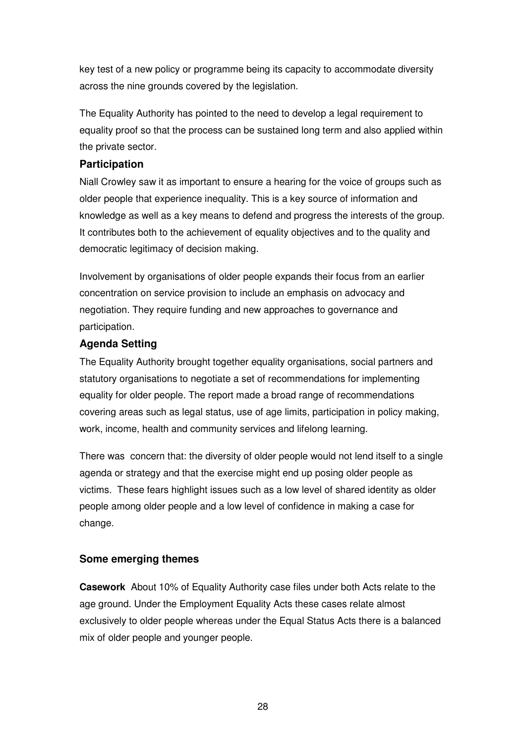key test of a new policy or programme being its capacity to accommodate diversity across the nine grounds covered by the legislation.

The Equality Authority has pointed to the need to develop a legal requirement to equality proof so that the process can be sustained long term and also applied within the private sector.

### Participation

Niall Crowley saw it as important to ensure a hearing for the voice of groups such as older people that experience inequality. This is a key source of information and knowledge as well as a key means to defend and progress the interests of the group. It contributes both to the achievement of equality objectives and to the quality and democratic legitimacy of decision making.

Involvement by organisations of older people expands their focus from an earlier concentration on service provision to include an emphasis on advocacy and negotiation. They require funding and new approaches to governance and participation.

### Agenda Setting

The Equality Authority brought together equality organisations, social partners and statutory organisations to negotiate a set of recommendations for implementing equality for older people. The report made a broad range of recommendations covering areas such as legal status, use of age limits, participation in policy making, work, income, health and community services and lifelong learning.

There was concern that: the diversity of older people would not lend itself to a single agenda or strategy and that the exercise might end up posing older people as victims. These fears highlight issues such as a low level of shared identity as older people among older people and a low level of confidence in making a case for change.

### Some emerging themes

**Casework** About 10% of Equality Authority case files under both Acts relate to the age ground. Under the Employment Equality Acts these cases relate almost exclusively to older people whereas under the Equal Status Acts there is a balanced mix of older people and younger people.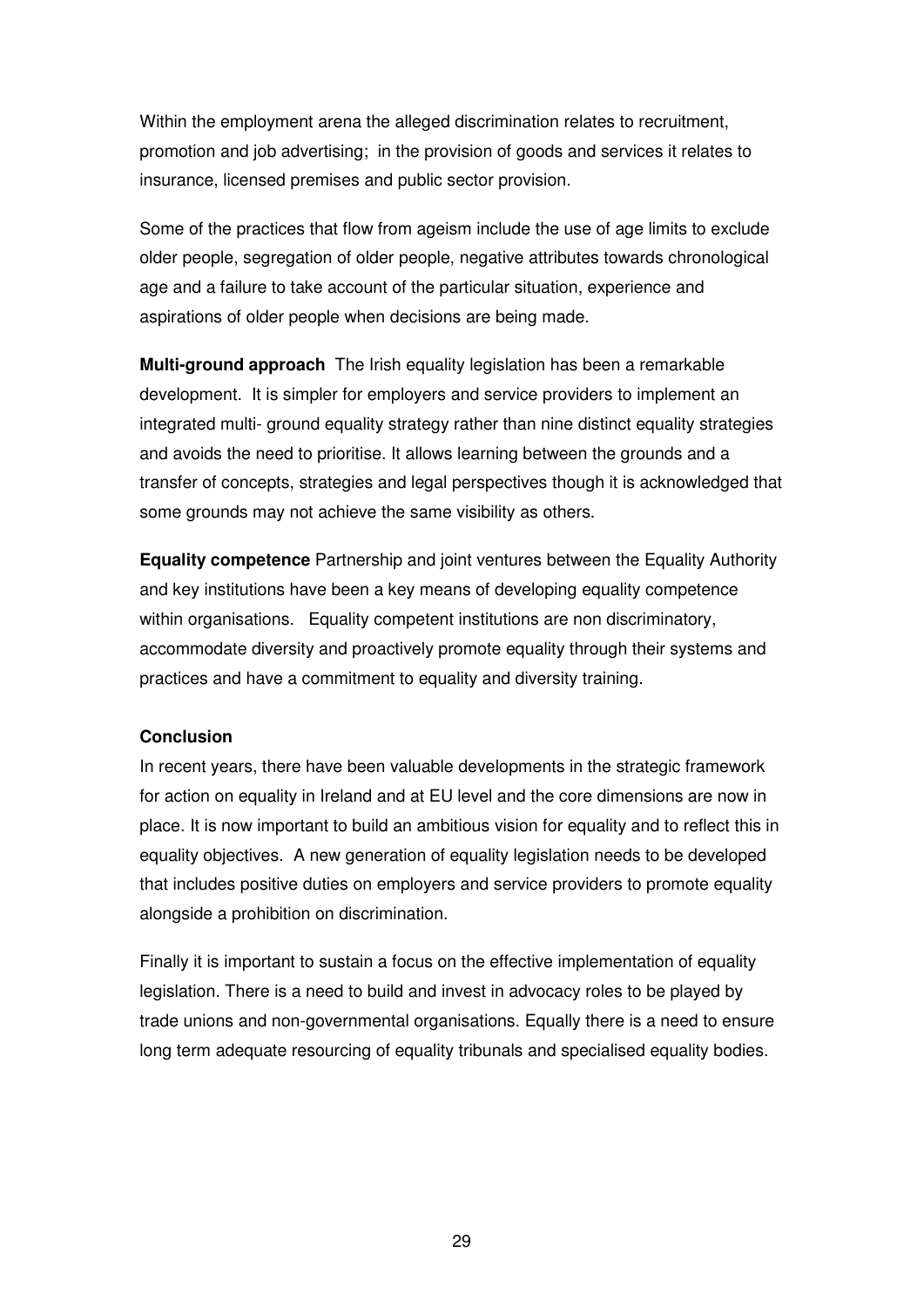Within the employment arena the alleged discrimination relates to recruitment, promotion and job advertising;  in the provision of goods and services it relates to insurance, licensed premises and public sector provision.

Some of the practices that flow from ageism include the use of age limits to exclude older people, segregation of older people, negative attributes towards chronological age and a failure to take account of the particular situation, experience and aspirations of older people when decisions are being made.

**Multi-ground approach**  The Irish equality legislation has been a remarkable development.  It is simpler for employers and service providers to implement an integrated multi- ground equality strategy rather than nine distinct equality strategies and avoids the need to prioritise. It allows learning between the grounds and a transfer of concepts, strategies and legal perspectives though it is acknowledged that some grounds may not achieve the same visibility as others.

**Equality competence** Partnership and joint ventures between the Equality Authority and key institutions have been a key means of developing equality competence within organisations.   Equality competent institutions are non discriminatory, accommodate diversity and proactively promote equality through their systems and practices and have a commitment to equality and diversity training.

**Conclusion**

In recent years, there have been valuable developments in the strategic framework for action on equality in Ireland and at EU level and the core dimensions are now in place. It is now important to build an ambitious vision for equality and to reflect this in equality objectives.  A new generation of equality legislation needs to be developed that includes positive duties on employers and service providers to promote equality alongside a prohibition on discrimination.

Finally it is important to sustain a focus on the effective implementation of equality legislation. There is a need to build and invest in advocacy roles to be played by trade unions and non-governmental organisations. Equally there is a need to ensure long term adequate resourcing of equality tribunals and specialised equality bodies.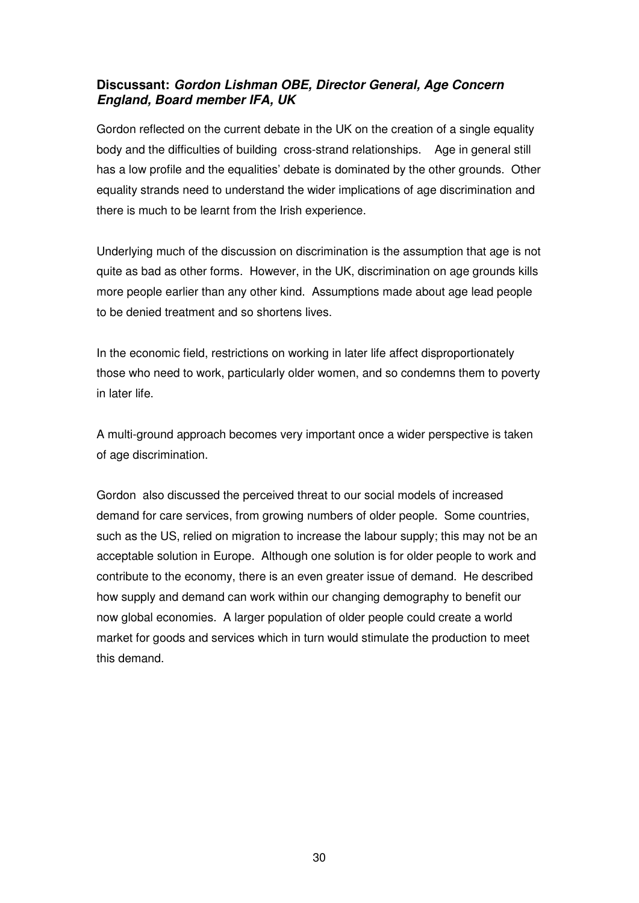**Discussant: *Gordon Lishman OBE, Director General, Age Concern England, Board member IFA, UK***

Gordon reflected on the current debate in the UK on the creation of a single equality body and the difficulties of building cross-strand relationships. Age in general still has a low profile and the equalities' debate is dominated by the other grounds. Other equality strands need to understand the wider implications of age discrimination and there is much to be learnt from the Irish experience.

Underlying much of the discussion on discrimination is the assumption that age is not quite as bad as other forms. However, in the UK, discrimination on age grounds kills more people earlier than any other kind. Assumptions made about age lead people to be denied treatment and so shortens lives.

In the economic field, restrictions on working in later life affect disproportionately those who need to work, particularly older women, and so condemns them to poverty in later life.

A multi-ground approach becomes very important once a wider perspective is taken of age discrimination.

Gordon also discussed the perceived threat to our social models of increased demand for care services, from growing numbers of older people. Some countries, such as the US, relied on migration to increase the labour supply; this may not be an acceptable solution in Europe. Although one solution is for older people to work and contribute to the economy, there is an even greater issue of demand. He described how supply and demand can work within our changing demography to benefit our now global economies. A larger population of older people could create a world market for goods and services which in turn would stimulate the production to meet this demand.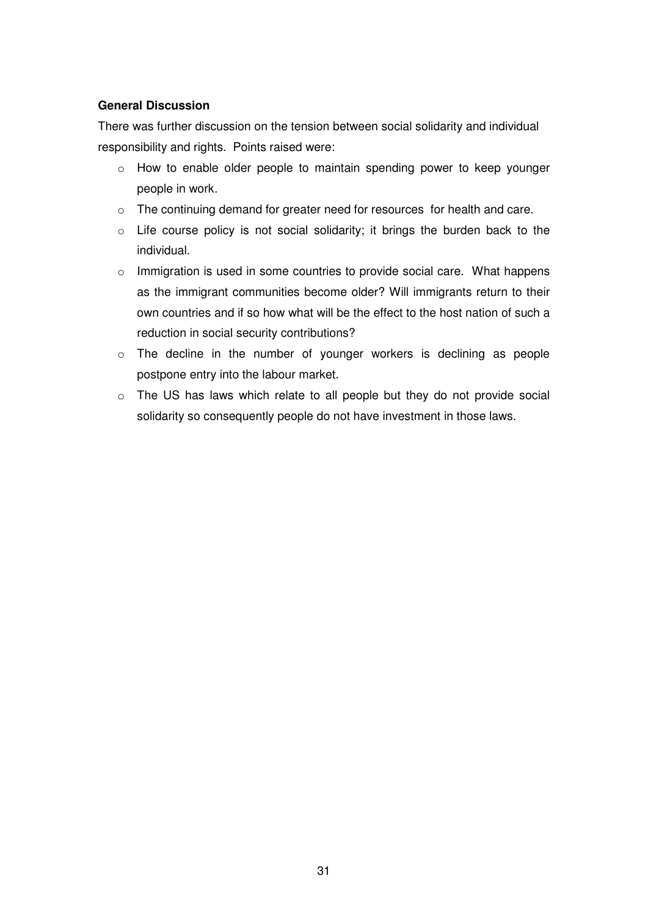**General Discussion**

There was further discussion on the tension between social solidarity and individual responsibility and rights. Points raised were:

- How to enable older people to maintain spending power to keep younger people in work.
- The continuing demand for greater need for resources for health and care.
- Life course policy is not social solidarity; it brings the burden back to the individual.
- Immigration is used in some countries to provide social care. What happens as the immigrant communities become older? Will immigrants return to their own countries and if so how what will be the effect to the host nation of such a reduction in social security contributions?
- The decline in the number of younger workers is declining as people postpone entry into the labour market.
- The US has laws which relate to all people but they do not provide social solidarity so consequently people do not have investment in those laws.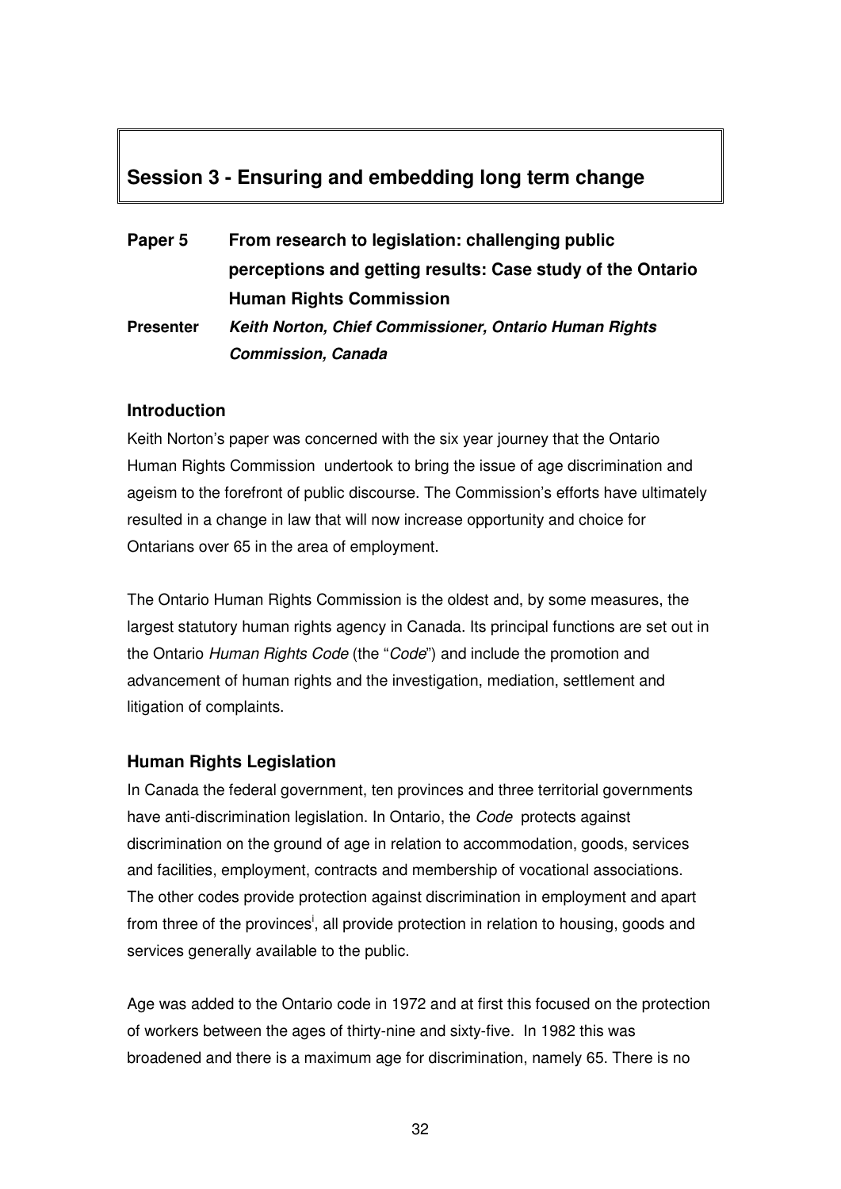## Session 3 - Ensuring and embedding long term change

**Paper 5** **From research to legislation: challenging public perceptions and getting results: Case study of the Ontario Human Rights Commission**

**Presenter** ***Keith Norton, Chief Commissioner, Ontario Human Rights Commission, Canada***

### Introduction

Keith Norton's paper was concerned with the six year journey that the Ontario Human Rights Commission undertook to bring the issue of age discrimination and ageism to the forefront of public discourse. The Commission's efforts have ultimately resulted in a change in law that will now increase opportunity and choice for Ontarians over 65 in the area of employment.

The Ontario Human Rights Commission is the oldest and, by some measures, the largest statutory human rights agency in Canada. Its principal functions are set out in the Ontario *Human Rights Code* (the "*Code*") and include the promotion and advancement of human rights and the investigation, mediation, settlement and litigation of complaints.

### Human Rights Legislation

In Canada the federal government, ten provinces and three territorial governments have anti-discrimination legislation. In Ontario, the *Code* protects against discrimination on the ground of age in relation to accommodation, goods, services and facilities, employment, contracts and membership of vocational associations. The other codes provide protection against discrimination in employment and apart from three of the provinces[i], all provide protection in relation to housing, goods and services generally available to the public.

Age was added to the Ontario code in 1972 and at first this focused on the protection of workers between the ages of thirty-nine and sixty-five. In 1982 this was broadened and there is a maximum age for discrimination, namely 65. There is no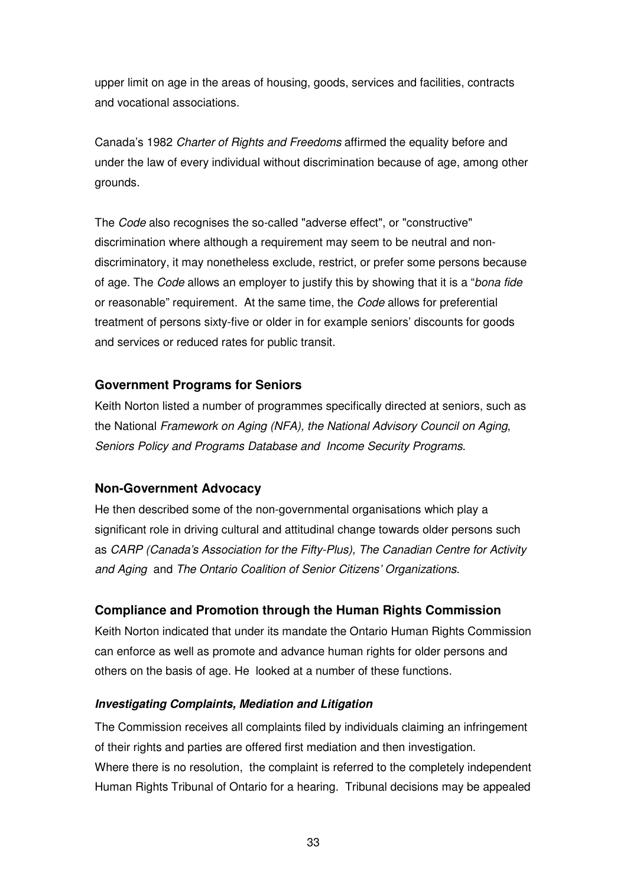upper limit on age in the areas of housing, goods, services and facilities, contracts and vocational associations.

Canada's 1982 *Charter of Rights and Freedoms* affirmed the equality before and under the law of every individual without discrimination because of age, among other grounds.

The *Code* also recognises the so-called "adverse effect", or "constructive" discrimination where although a requirement may seem to be neutral and non-discriminatory, it may nonetheless exclude, restrict, or prefer some persons because of age. The *Code* allows an employer to justify this by showing that it is a "*bona fide* or reasonable" requirement. At the same time, the *Code* allows for preferential treatment of persons sixty-five or older in for example seniors' discounts for goods and services or reduced rates for public transit.

### Government Programs for Seniors

Keith Norton listed a number of programmes specifically directed at seniors, such as the National *Framework on Aging (NFA), the National Advisory Council on Aging*, *Seniors Policy and Programs Database and Income Security Programs.*

### Non-Government Advocacy

He then described some of the non-governmental organisations which play a significant role in driving cultural and attitudinal change towards older persons such as *CARP (Canada's Association for the Fifty-Plus), The Canadian Centre for Activity and Aging* and *The Ontario Coalition of Senior Citizens' Organizations*.

### Compliance and Promotion through the Human Rights Commission

Keith Norton indicated that under its mandate the Ontario Human Rights Commission can enforce as well as promote and advance human rights for older persons and others on the basis of age. He looked at a number of these functions.

#### *Investigating Complaints, Mediation and Litigation*

The Commission receives all complaints filed by individuals claiming an infringement of their rights and parties are offered first mediation and then investigation.
Where there is no resolution, the complaint is referred to the completely independent Human Rights Tribunal of Ontario for a hearing. Tribunal decisions may be appealed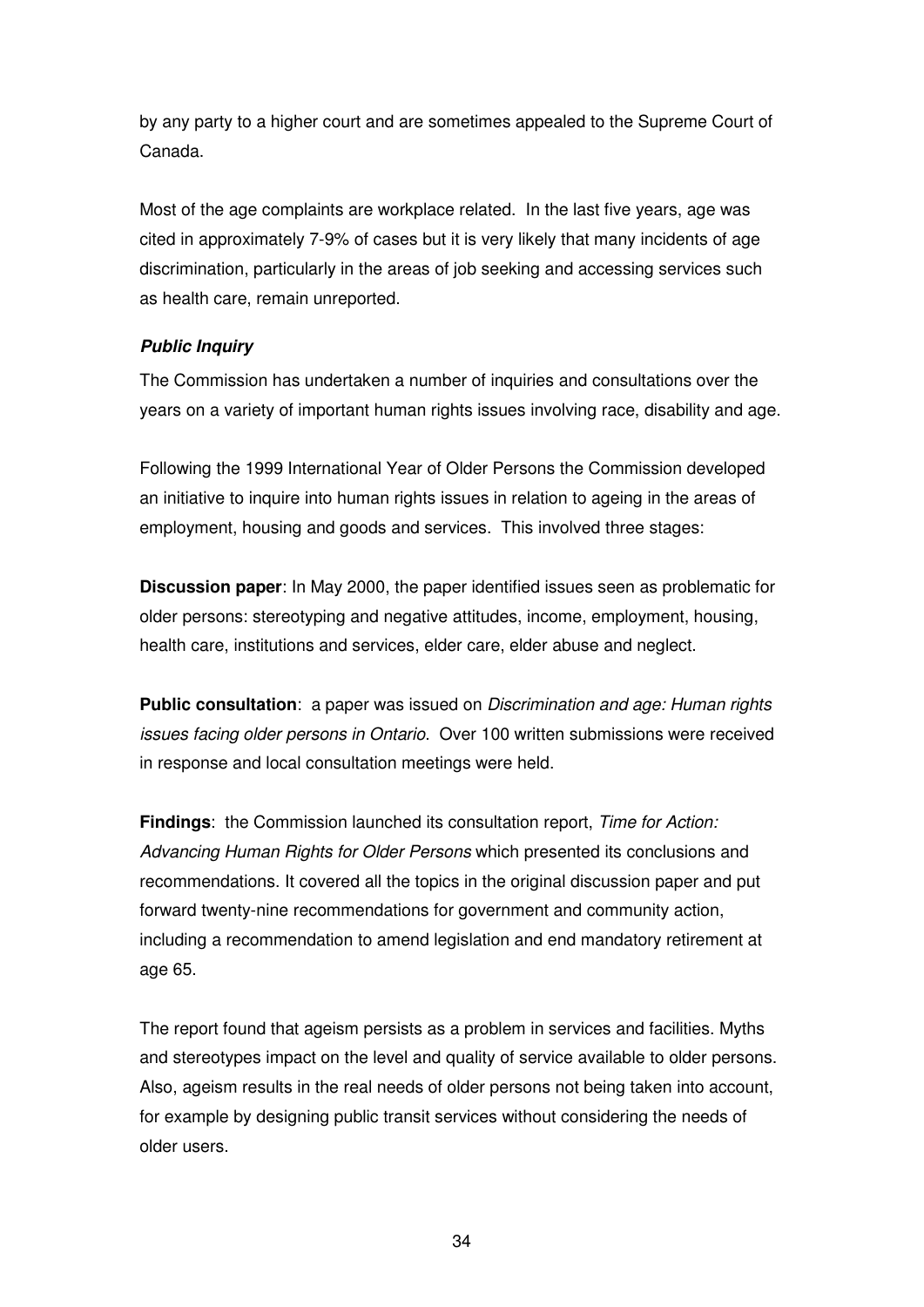by any party to a higher court and are sometimes appealed to the Supreme Court of Canada.

Most of the age complaints are workplace related. In the last five years, age was cited in approximately 7-9% of cases but it is very likely that many incidents of age discrimination, particularly in the areas of job seeking and accessing services such as health care, remain unreported.

***Public Inquiry***

The Commission has undertaken a number of inquiries and consultations over the years on a variety of important human rights issues involving race, disability and age.

Following the 1999 International Year of Older Persons the Commission developed an initiative to inquire into human rights issues in relation to ageing in the areas of employment, housing and goods and services. This involved three stages:

**Discussion paper**: In May 2000, the paper identified issues seen as problematic for older persons: stereotyping and negative attitudes, income, employment, housing, health care, institutions and services, elder care, elder abuse and neglect.

**Public consultation**: a paper was issued on *Discrimination and age: Human rights issues facing older persons in Ontario*. Over 100 written submissions were received in response and local consultation meetings were held.

**Findings**: the Commission launched its consultation report, *Time for Action: Advancing Human Rights for Older Persons* which presented its conclusions and recommendations. It covered all the topics in the original discussion paper and put forward twenty-nine recommendations for government and community action, including a recommendation to amend legislation and end mandatory retirement at age 65.

The report found that ageism persists as a problem in services and facilities. Myths and stereotypes impact on the level and quality of service available to older persons. Also, ageism results in the real needs of older persons not being taken into account, for example by designing public transit services without considering the needs of older users.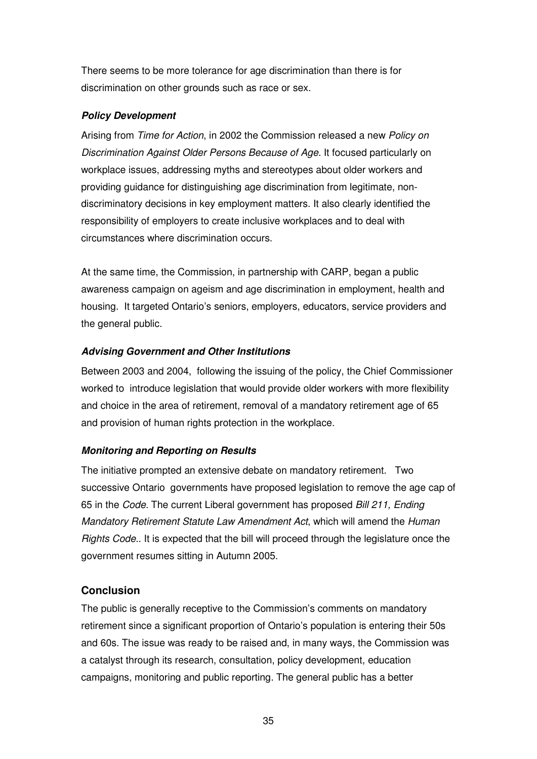There seems to be more tolerance for age discrimination than there is for discrimination on other grounds such as race or sex.

#### *Policy Development*

Arising from *Time for Action*, in 2002 the Commission released a new *Policy on Discrimination Against Older Persons Because of Age.* It focused particularly on workplace issues, addressing myths and stereotypes about older workers and providing guidance for distinguishing age discrimination from legitimate, non-discriminatory decisions in key employment matters. It also clearly identified the responsibility of employers to create inclusive workplaces and to deal with circumstances where discrimination occurs.

At the same time, the Commission, in partnership with CARP, began a public awareness campaign on ageism and age discrimination in employment, health and housing. It targeted Ontario's seniors, employers, educators, service providers and the general public.

#### *Advising Government and Other Institutions*

Between 2003 and 2004, following the issuing of the policy, the Chief Commissioner worked to introduce legislation that would provide older workers with more flexibility and choice in the area of retirement, removal of a mandatory retirement age of 65 and provision of human rights protection in the workplace.

#### *Monitoring and Reporting on Results*

The initiative prompted an extensive debate on mandatory retirement. Two successive Ontario governments have proposed legislation to remove the age cap of 65 in the *Code.* The current Liberal government has proposed *Bill 211, Ending Mandatory Retirement Statute Law Amendment Act*, which will amend the *Human Rights Code*.. It is expected that the bill will proceed through the legislature once the government resumes sitting in Autumn 2005.

### Conclusion

The public is generally receptive to the Commission's comments on mandatory retirement since a significant proportion of Ontario's population is entering their 50s and 60s. The issue was ready to be raised and, in many ways, the Commission was a catalyst through its research, consultation, policy development, education campaigns, monitoring and public reporting. The general public has a better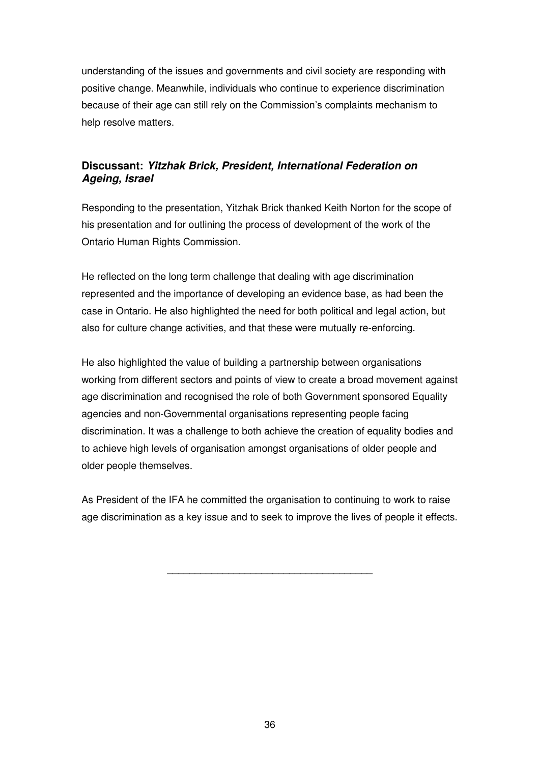understanding of the issues and governments and civil society are responding with positive change. Meanwhile, individuals who continue to experience discrimination because of their age can still rely on the Commission's complaints mechanism to help resolve matters.

### Discussant: *Yitzhak Brick, President, International Federation on Ageing, Israel*

Responding to the presentation, Yitzhak Brick thanked Keith Norton for the scope of his presentation and for outlining the process of development of the work of the Ontario Human Rights Commission.

He reflected on the long term challenge that dealing with age discrimination represented and the importance of developing an evidence base, as had been the case in Ontario. He also highlighted the need for both political and legal action, but also for culture change activities, and that these were mutually re-enforcing.

He also highlighted the value of building a partnership between organisations working from different sectors and points of view to create a broad movement against age discrimination and recognised the role of both Government sponsored Equality agencies and non-Governmental organisations representing people facing discrimination. It was a challenge to both achieve the creation of equality bodies and to achieve high levels of organisation amongst organisations of older people and older people themselves.

As President of the IFA he committed the organisation to continuing to work to raise age discrimination as a key issue and to seek to improve the lives of people it effects.

---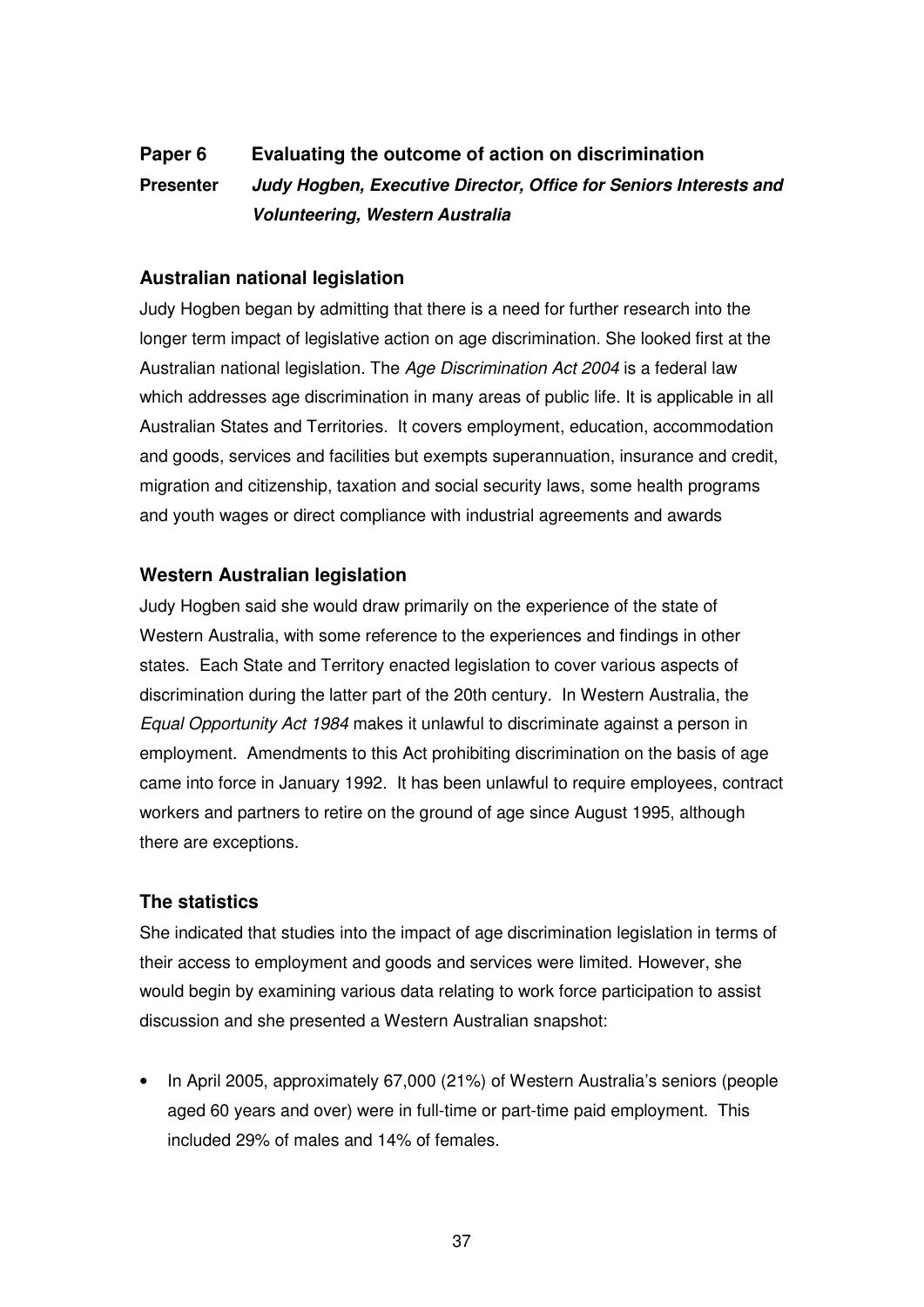**Paper 6** **Evaluating the outcome of action on discrimination**

**Presenter** ***Judy Hogben, Executive Director, Office for Seniors Interests and Volunteering, Western Australia***

### Australian national legislation

Judy Hogben began by admitting that there is a need for further research into the longer term impact of legislative action on age discrimination. She looked first at the Australian national legislation. The *Age Discrimination Act 2004* is a federal law which addresses age discrimination in many areas of public life. It is applicable in all Australian States and Territories. It covers employment, education, accommodation and goods, services and facilities but exempts superannuation, insurance and credit, migration and citizenship, taxation and social security laws, some health programs and youth wages or direct compliance with industrial agreements and awards

### Western Australian legislation

Judy Hogben said she would draw primarily on the experience of the state of Western Australia, with some reference to the experiences and findings in other states. Each State and Territory enacted legislation to cover various aspects of discrimination during the latter part of the 20th century. In Western Australia, the *Equal Opportunity Act 1984* makes it unlawful to discriminate against a person in employment. Amendments to this Act prohibiting discrimination on the basis of age came into force in January 1992. It has been unlawful to require employees, contract workers and partners to retire on the ground of age since August 1995, although there are exceptions.

### The statistics

She indicated that studies into the impact of age discrimination legislation in terms of their access to employment and goods and services were limited. However, she would begin by examining various data relating to work force participation to assist discussion and she presented a Western Australian snapshot:

- In April 2005, approximately 67,000 (21%) of Western Australia's seniors (people aged 60 years and over) were in full-time or part-time paid employment. This included 29% of males and 14% of females.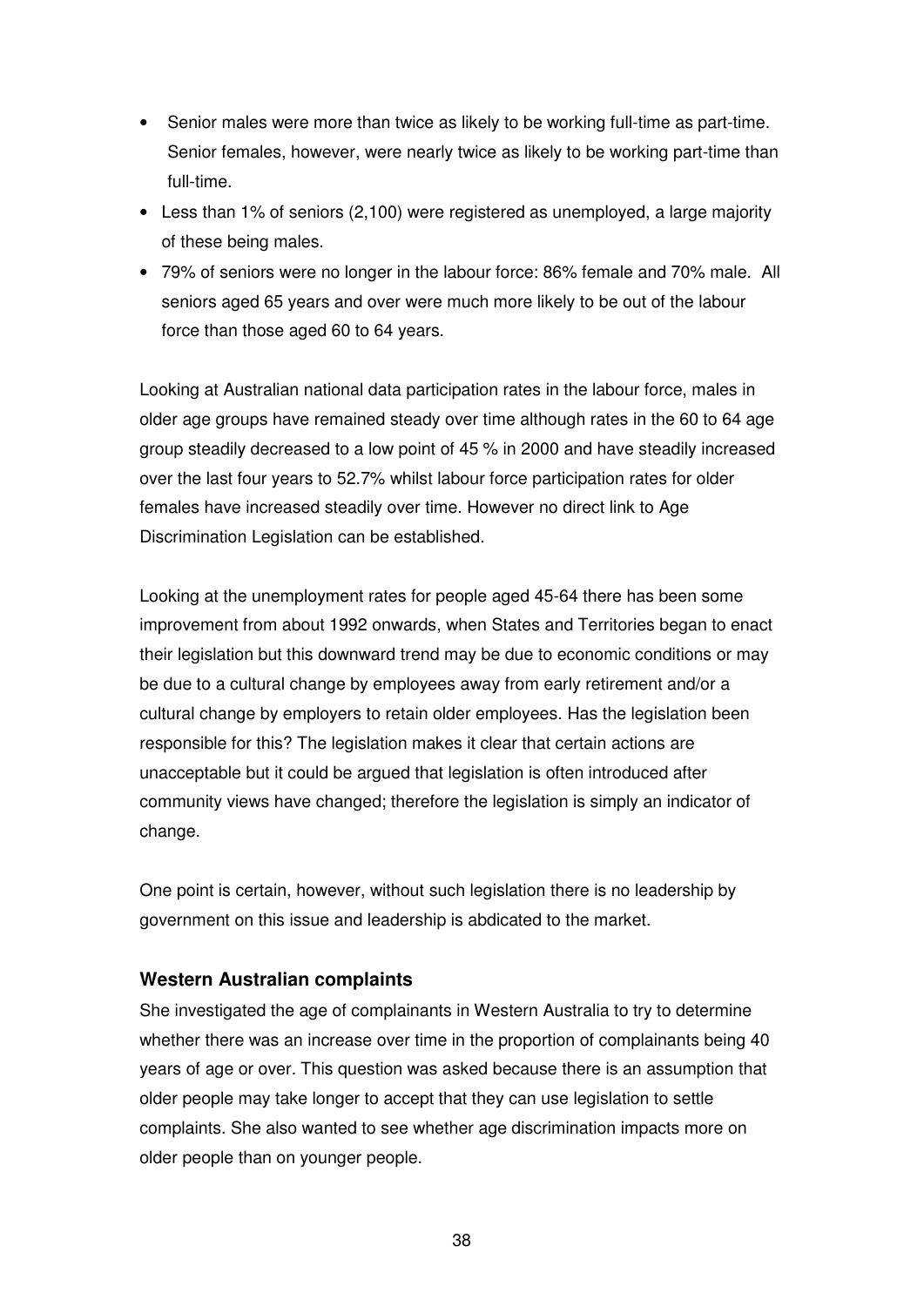- Senior males were more than twice as likely to be working full-time as part-time. Senior females, however, were nearly twice as likely to be working part-time than full-time.
- Less than 1% of seniors (2,100) were registered as unemployed, a large majority of these being males.
- 79% of seniors were no longer in the labour force: 86% female and 70% male. All seniors aged 65 years and over were much more likely to be out of the labour force than those aged 60 to 64 years.

Looking at Australian national data participation rates in the labour force, males in older age groups have remained steady over time although rates in the 60 to 64 age group steadily decreased to a low point of 45 % in 2000 and have steadily increased over the last four years to 52.7% whilst labour force participation rates for older females have increased steadily over time. However no direct link to Age Discrimination Legislation can be established.

Looking at the unemployment rates for people aged 45-64 there has been some improvement from about 1992 onwards, when States and Territories began to enact their legislation but this downward trend may be due to economic conditions or may be due to a cultural change by employees away from early retirement and/or a cultural change by employers to retain older employees. Has the legislation been responsible for this? The legislation makes it clear that certain actions are unacceptable but it could be argued that legislation is often introduced after community views have changed; therefore the legislation is simply an indicator of change.

One point is certain, however, without such legislation there is no leadership by government on this issue and leadership is abdicated to the market.

### Western Australian complaints

She investigated the age of complainants in Western Australia to try to determine whether there was an increase over time in the proportion of complainants being 40 years of age or over. This question was asked because there is an assumption that older people may take longer to accept that they can use legislation to settle complaints. She also wanted to see whether age discrimination impacts more on older people than on younger people.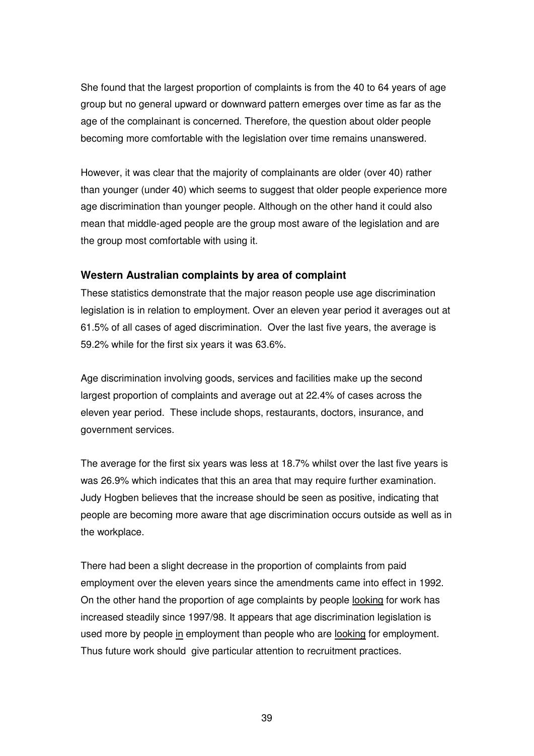She found that the largest proportion of complaints is from the 40 to 64 years of age group but no general upward or downward pattern emerges over time as far as the age of the complainant is concerned. Therefore, the question about older people becoming more comfortable with the legislation over time remains unanswered.

However, it was clear that the majority of complainants are older (over 40) rather than younger (under 40) which seems to suggest that older people experience more age discrimination than younger people. Although on the other hand it could also mean that middle-aged people are the group most aware of the legislation and are the group most comfortable with using it.

### Western Australian complaints by area of complaint

These statistics demonstrate that the major reason people use age discrimination legislation is in relation to employment. Over an eleven year period it averages out at 61.5% of all cases of aged discrimination. Over the last five years, the average is 59.2% while for the first six years it was 63.6%.

Age discrimination involving goods, services and facilities make up the second largest proportion of complaints and average out at 22.4% of cases across the eleven year period. These include shops, restaurants, doctors, insurance, and government services.

The average for the first six years was less at 18.7% whilst over the last five years is was 26.9% which indicates that this an area that may require further examination. Judy Hogben believes that the increase should be seen as positive, indicating that people are becoming more aware that age discrimination occurs outside as well as in the workplace.

There had been a slight decrease in the proportion of complaints from paid employment over the eleven years since the amendments came into effect in 1992. On the other hand the proportion of age complaints by people <u>looking</u> for work has increased steadily since 1997/98. It appears that age discrimination legislation is used more by people <u>in</u> employment than people who are <u>looking</u> for employment. Thus future work should give particular attention to recruitment practices.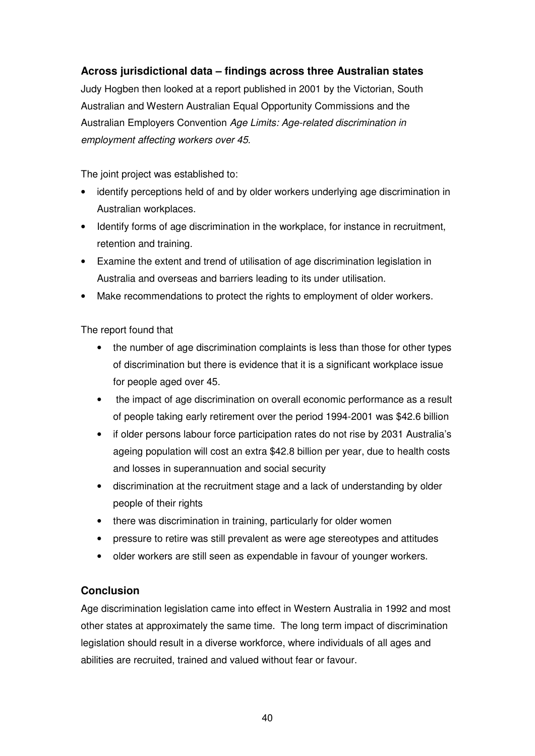### Across jurisdictional data – findings across three Australian states

Judy Hogben then looked at a report published in 2001 by the Victorian, South Australian and Western Australian Equal Opportunity Commissions and the Australian Employers Convention *Age Limits: Age-related discrimination in employment affecting workers over 45.*

The joint project was established to:

- identify perceptions held of and by older workers underlying age discrimination in Australian workplaces.
- Identify forms of age discrimination in the workplace, for instance in recruitment, retention and training.
- Examine the extent and trend of utilisation of age discrimination legislation in Australia and overseas and barriers leading to its under utilisation.
- Make recommendations to protect the rights to employment of older workers.

The report found that

- the number of age discrimination complaints is less than those for other types of discrimination but there is evidence that it is a significant workplace issue for people aged over 45.
- the impact of age discrimination on overall economic performance as a result of people taking early retirement over the period 1994-2001 was $42.6 billion
- if older persons labour force participation rates do not rise by 2031 Australia's ageing population will cost an extra $42.8 billion per year, due to health costs and losses in superannuation and social security
- discrimination at the recruitment stage and a lack of understanding by older people of their rights
- there was discrimination in training, particularly for older women
- pressure to retire was still prevalent as were age stereotypes and attitudes
- older workers are still seen as expendable in favour of younger workers.

## Conclusion

Age discrimination legislation came into effect in Western Australia in 1992 and most other states at approximately the same time. The long term impact of discrimination legislation should result in a diverse workforce, where individuals of all ages and abilities are recruited, trained and valued without fear or favour.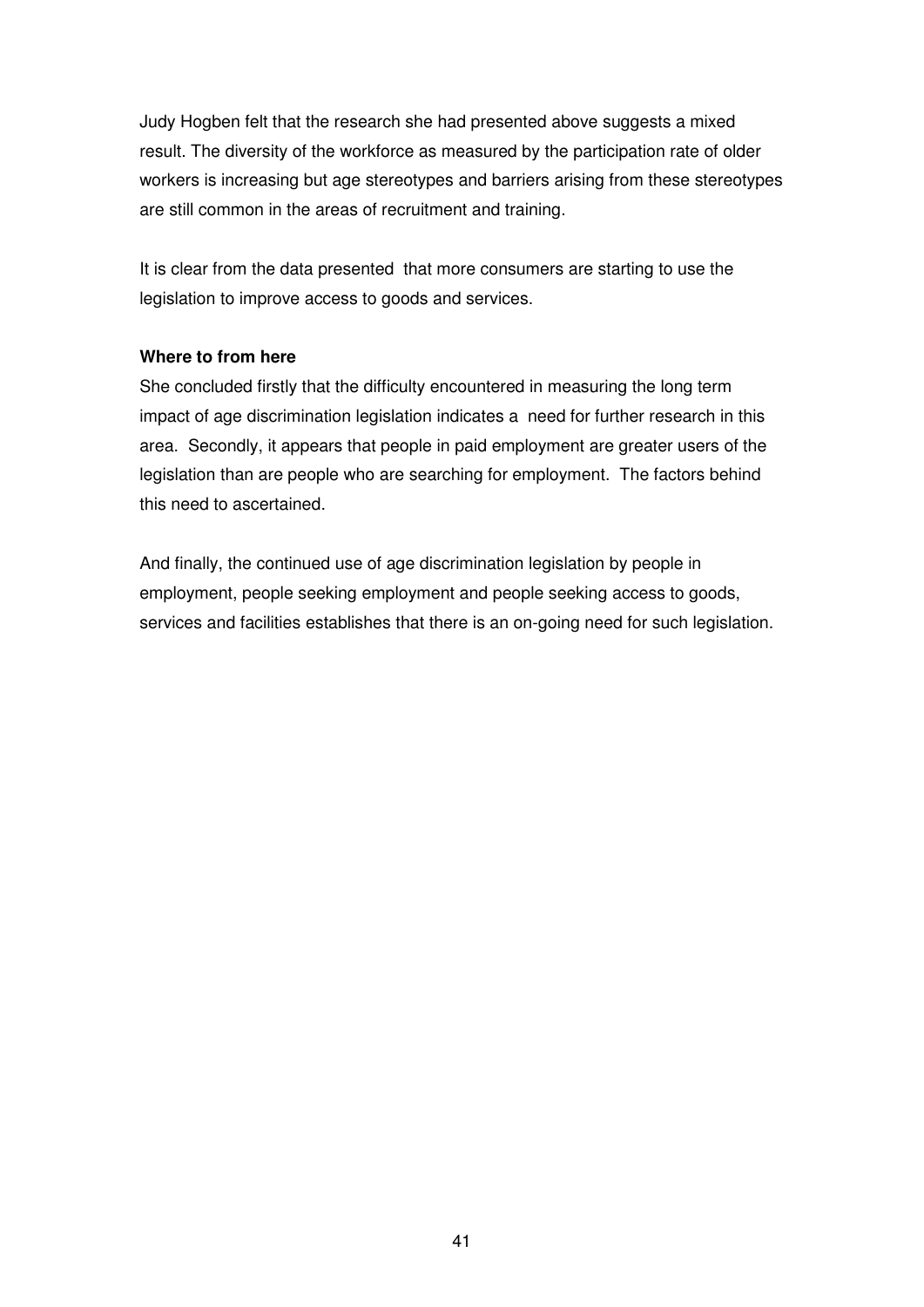Judy Hogben felt that the research she had presented above suggests a mixed result. The diversity of the workforce as measured by the participation rate of older workers is increasing but age stereotypes and barriers arising from these stereotypes are still common in the areas of recruitment and training.

It is clear from the data presented that more consumers are starting to use the legislation to improve access to goods and services.

**Where to from here**

She concluded firstly that the difficulty encountered in measuring the long term impact of age discrimination legislation indicates a need for further research in this area. Secondly, it appears that people in paid employment are greater users of the legislation than are people who are searching for employment. The factors behind this need to ascertained.

And finally, the continued use of age discrimination legislation by people in employment, people seeking employment and people seeking access to goods, services and facilities establishes that there is an on-going need for such legislation.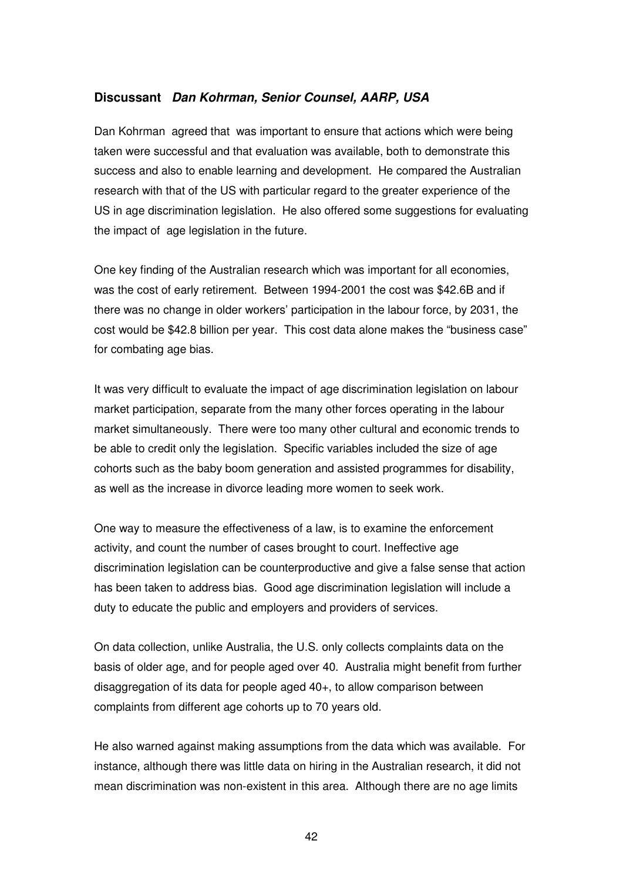**Discussant** ***Dan Kohrman, Senior Counsel, AARP, USA***

Dan Kohrman agreed that was important to ensure that actions which were being taken were successful and that evaluation was available, both to demonstrate this success and also to enable learning and development. He compared the Australian research with that of the US with particular regard to the greater experience of the US in age discrimination legislation. He also offered some suggestions for evaluating the impact of age legislation in the future.

One key finding of the Australian research which was important for all economies, was the cost of early retirement. Between 1994-2001 the cost was $42.6B and if there was no change in older workers' participation in the labour force, by 2031, the cost would be $42.8 billion per year. This cost data alone makes the "business case" for combating age bias.

It was very difficult to evaluate the impact of age discrimination legislation on labour market participation, separate from the many other forces operating in the labour market simultaneously. There were too many other cultural and economic trends to be able to credit only the legislation. Specific variables included the size of age cohorts such as the baby boom generation and assisted programmes for disability, as well as the increase in divorce leading more women to seek work.

One way to measure the effectiveness of a law, is to examine the enforcement activity, and count the number of cases brought to court. Ineffective age discrimination legislation can be counterproductive and give a false sense that action has been taken to address bias. Good age discrimination legislation will include a duty to educate the public and employers and providers of services.

On data collection, unlike Australia, the U.S. only collects complaints data on the basis of older age, and for people aged over 40. Australia might benefit from further disaggregation of its data for people aged 40+, to allow comparison between complaints from different age cohorts up to 70 years old.

He also warned against making assumptions from the data which was available. For instance, although there was little data on hiring in the Australian research, it did not mean discrimination was non-existent in this area. Although there are no age limits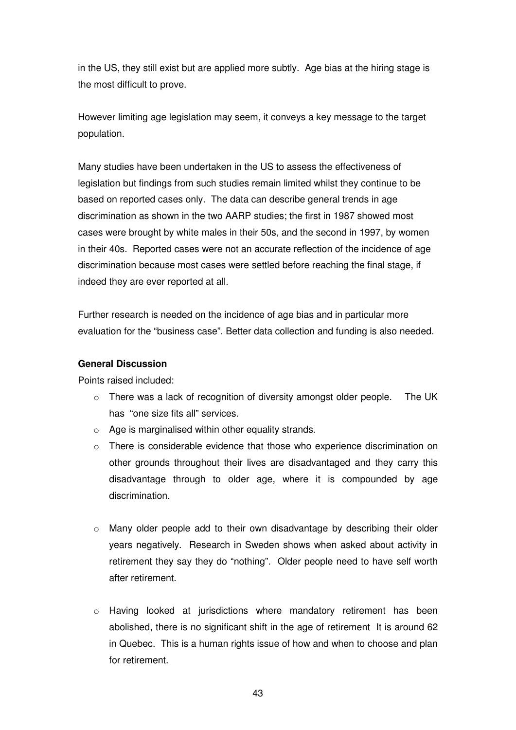in the US, they still exist but are applied more subtly. Age bias at the hiring stage is the most difficult to prove.

However limiting age legislation may seem, it conveys a key message to the target population.

Many studies have been undertaken in the US to assess the effectiveness of legislation but findings from such studies remain limited whilst they continue to be based on reported cases only. The data can describe general trends in age discrimination as shown in the two AARP studies; the first in 1987 showed most cases were brought by white males in their 50s, and the second in 1997, by women in their 40s. Reported cases were not an accurate reflection of the incidence of age discrimination because most cases were settled before reaching the final stage, if indeed they are ever reported at all.

Further research is needed on the incidence of age bias and in particular more evaluation for the "business case". Better data collection and funding is also needed.

**General Discussion**

Points raised included:

- There was a lack of recognition of diversity amongst older people. The UK has "one size fits all" services.
- Age is marginalised within other equality strands.
- There is considerable evidence that those who experience discrimination on other grounds throughout their lives are disadvantaged and they carry this disadvantage through to older age, where it is compounded by age discrimination.
- Many older people add to their own disadvantage by describing their older years negatively. Research in Sweden shows when asked about activity in retirement they say they do "nothing". Older people need to have self worth after retirement.
- Having looked at jurisdictions where mandatory retirement has been abolished, there is no significant shift in the age of retirement It is around 62 in Quebec. This is a human rights issue of how and when to choose and plan for retirement.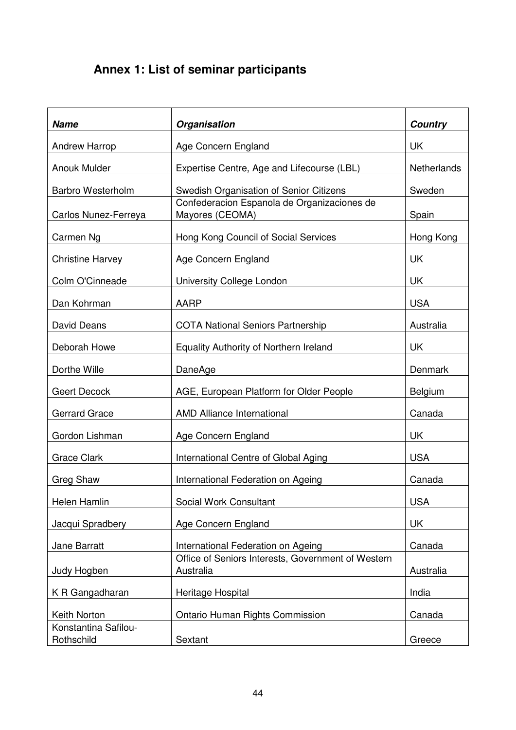# Annex 1: List of seminar participants

| ***Name*** | ***Organisation*** | ***Country*** |
|---|---|---|
| Andrew Harrop | Age Concern England | UK |
| Anouk Mulder | Expertise Centre, Age and Lifecourse (LBL) | Netherlands |
| Barbro Westerholm | Swedish Organisation of Senior Citizens | Sweden |
| Carlos Nunez-Ferreya | Confederacion Espanola de Organizaciones de Mayores (CEOMA) | Spain |
| Carmen Ng | Hong Kong Council of Social Services | Hong Kong |
| Christine Harvey | Age Concern England | UK |
| Colm O'Cinneade | University College London | UK |
| Dan Kohrman | AARP | USA |
| David Deans | COTA National Seniors Partnership | Australia |
| Deborah Howe | Equality Authority of Northern Ireland | UK |
| Dorthe Wille | DaneAge | Denmark |
| Geert Decock | AGE, European Platform for Older People | Belgium |
| Gerrard Grace | AMD Alliance International | Canada |
| Gordon Lishman | Age Concern England | UK |
| Grace Clark | International Centre of Global Aging | USA |
| Greg Shaw | International Federation on Ageing | Canada |
| Helen Hamlin | Social Work Consultant | USA |
| Jacqui Spradbery | Age Concern England | UK |
| Jane Barratt | International Federation on Ageing | Canada |
| Judy Hogben | Office of Seniors Interests, Government of Western Australia | Australia |
| K R Gangadharan | Heritage Hospital | India |
| Keith Norton | Ontario Human Rights Commission | Canada |
| Konstantina Safilou-Rothschild | Sextant | Greece |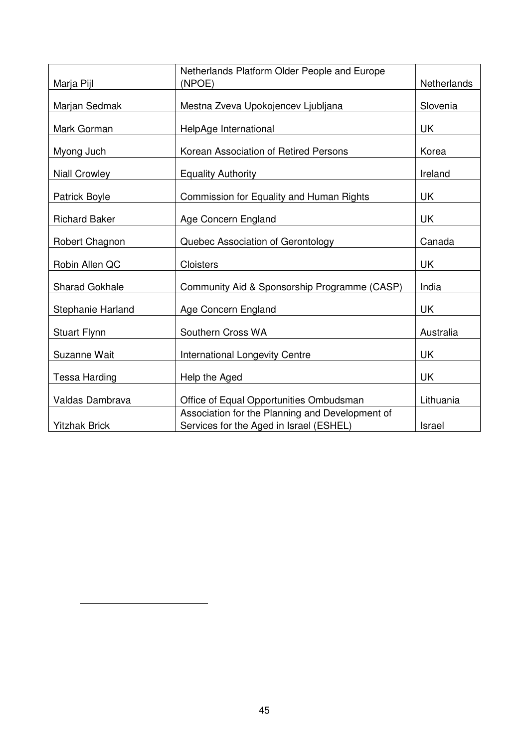| | | |
|---|---|---|
| Marja Pijl | Netherlands Platform Older People and Europe (NPOE) | Netherlands |
| Marjan Sedmak | Mestna Zveva Upokojencev Ljubljana | Slovenia |
| Mark Gorman | HelpAge International | UK |
| Myong Juch | Korean Association of Retired Persons | Korea |
| Niall Crowley | Equality Authority | Ireland |
| Patrick Boyle | Commission for Equality and Human Rights | UK |
| Richard Baker | Age Concern England | UK |
| Robert Chagnon | Quebec Association of Gerontology | Canada |
| Robin Allen QC | Cloisters | UK |
| Sharad Gokhale | Community Aid & Sponsorship Programme (CASP) | India |
| Stephanie Harland | Age Concern England | UK |
| Stuart Flynn | Southern Cross WA | Australia |
| Suzanne Wait | International Longevity Centre | UK |
| Tessa Harding | Help the Aged | UK |
| Valdas Dambrava | Office of Equal Opportunities Ombudsman | Lithuania |
| Yitzhak Brick | Association for the Planning and Development of Services for the Aged in Israel (ESHEL) | Israel |